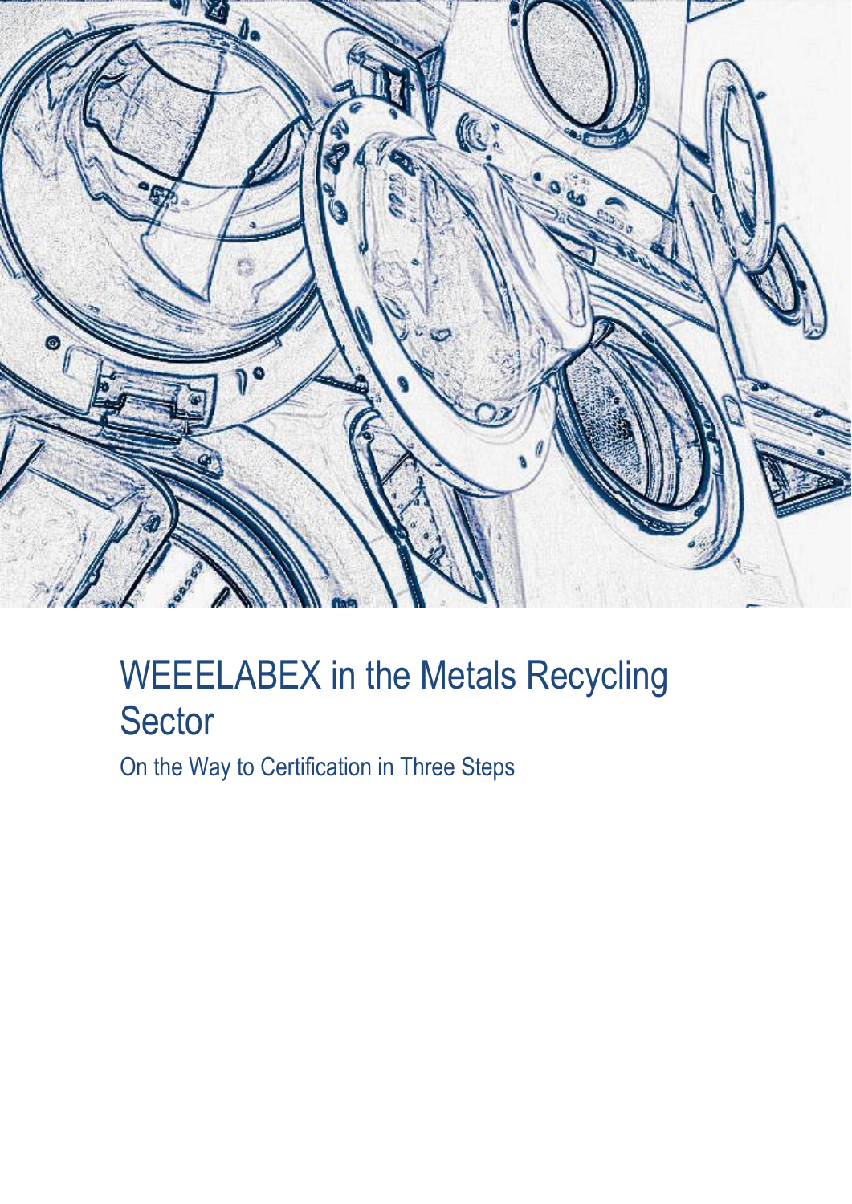# WEEELABEX in the Metals Recycling Sector

## On the Way to Certification in Three Steps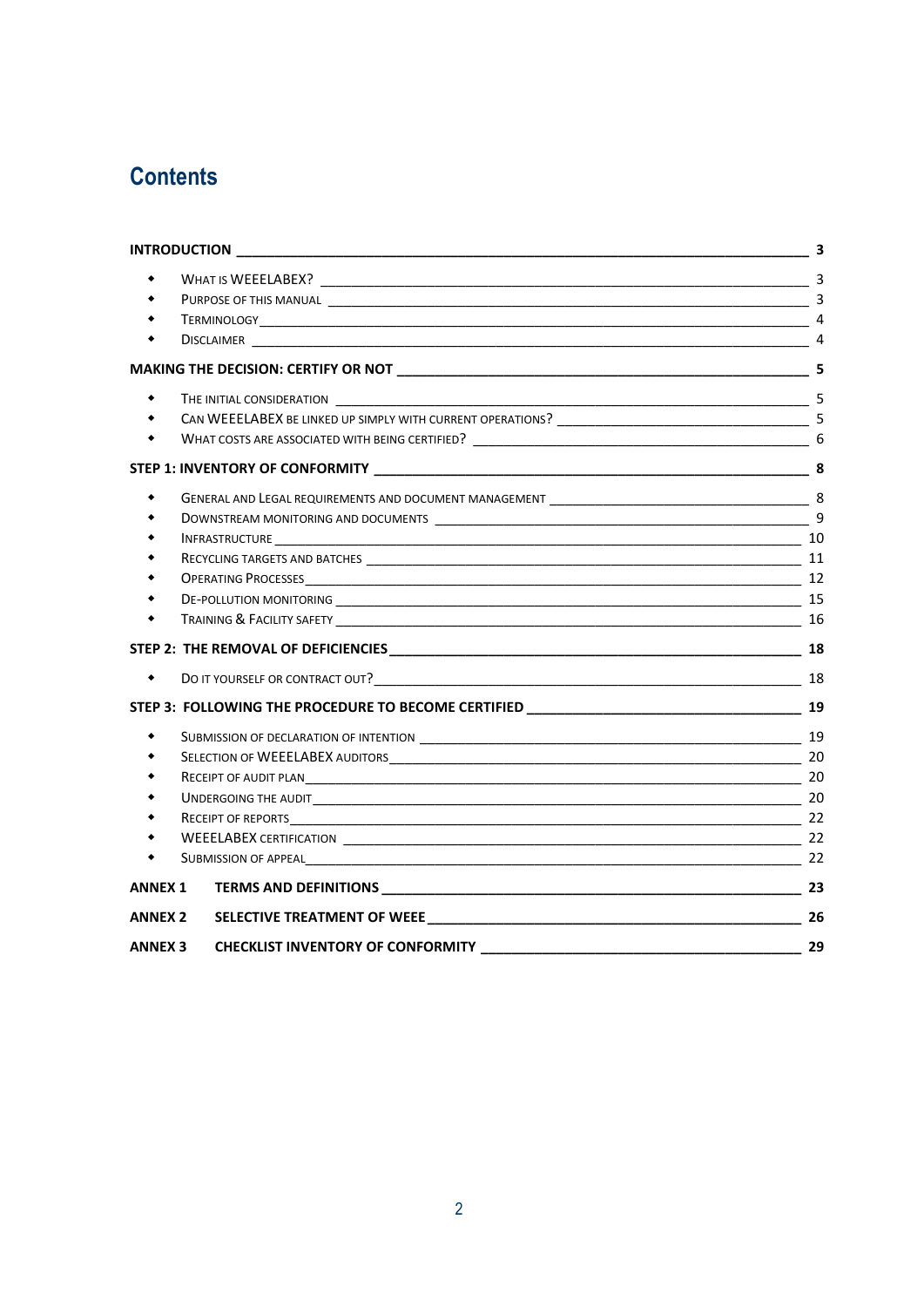# Contents

**INTRODUCTION** — 3

- WHAT IS WEEELABEX? — 3
- PURPOSE OF THIS MANUAL — 3
- TERMINOLOGY — 4
- DISCLAIMER — 4

**MAKING THE DECISION: CERTIFY OR NOT** — 5

- THE INITIAL CONSIDERATION — 5
- CAN WEEELABEX BE LINKED UP SIMPLY WITH CURRENT OPERATIONS? — 5
- WHAT COSTS ARE ASSOCIATED WITH BEING CERTIFIED? — 6

**STEP 1: INVENTORY OF CONFORMITY** — 8

- GENERAL AND LEGAL REQUIREMENTS AND DOCUMENT MANAGEMENT — 8
- DOWNSTREAM MONITORING AND DOCUMENTS — 9
- INFRASTRUCTURE — 10
- RECYCLING TARGETS AND BATCHES — 11
- OPERATING PROCESSES — 12
- DE-POLLUTION MONITORING — 15
- TRAINING & FACILITY SAFETY — 16

**STEP 2: THE REMOVAL OF DEFICIENCIES** — 18

- DO IT YOURSELF OR CONTRACT OUT? — 18

**STEP 3: FOLLOWING THE PROCEDURE TO BECOME CERTIFIED** — 19

- SUBMISSION OF DECLARATION OF INTENTION — 19
- SELECTION OF WEEELABEX AUDITORS — 20
- RECEIPT OF AUDIT PLAN — 20
- UNDERGOING THE AUDIT — 20
- RECEIPT OF REPORTS — 22
- WEEELABEX CERTIFICATION — 22
- SUBMISSION OF APPEAL — 22

**ANNEX 1 TERMS AND DEFINITIONS** — 23

**ANNEX 2 SELECTIVE TREATMENT OF WEEE** — 26

**ANNEX 3 CHECKLIST INVENTORY OF CONFORMITY** — 29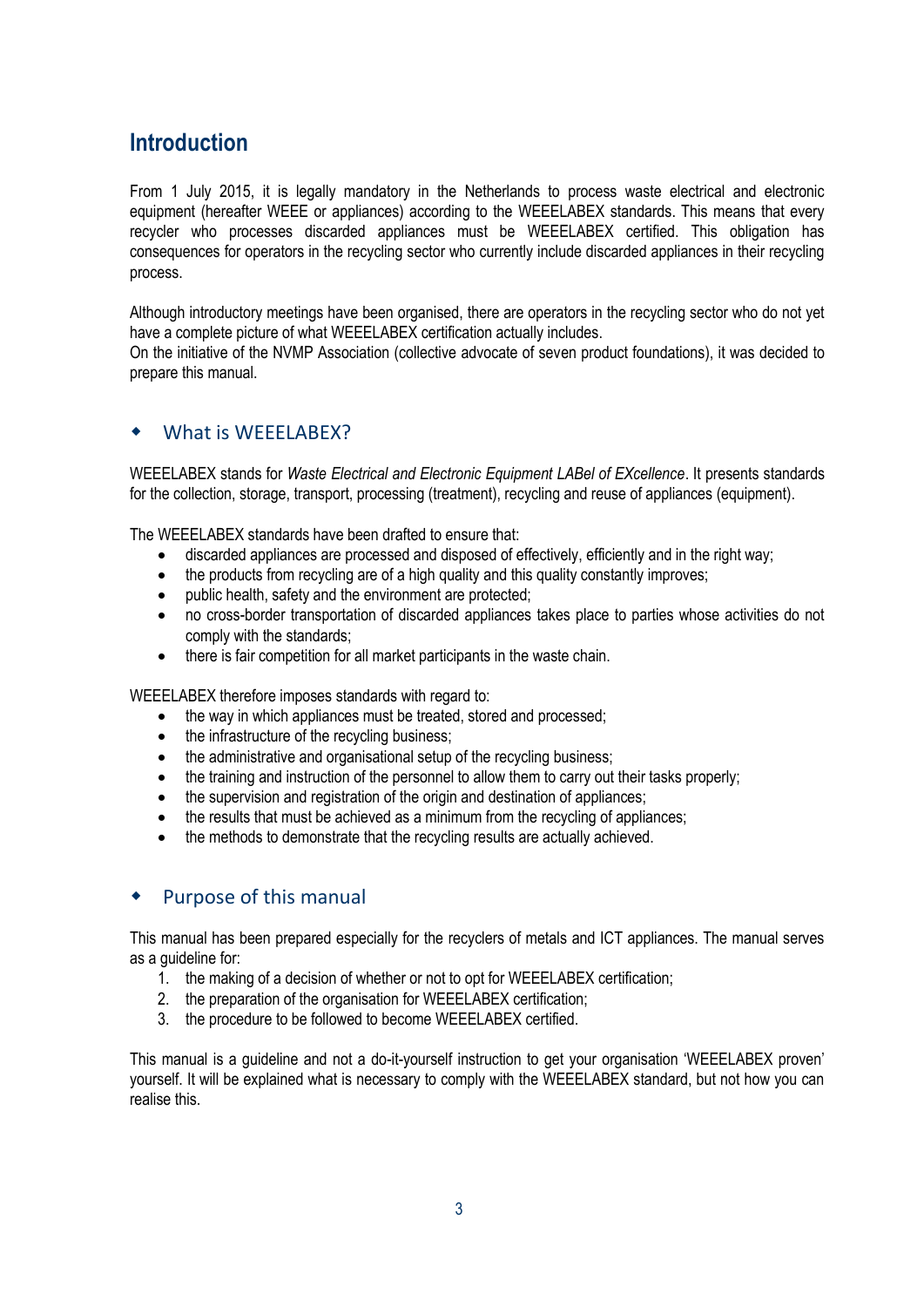# Introduction

From 1 July 2015, it is legally mandatory in the Netherlands to process waste electrical and electronic equipment (hereafter WEEE or appliances) according to the WEEELABEX standards. This means that every recycler who processes discarded appliances must be WEEELABEX certified. This obligation has consequences for operators in the recycling sector who currently include discarded appliances in their recycling process.

Although introductory meetings have been organised, there are operators in the recycling sector who do not yet have a complete picture of what WEEELABEX certification actually includes.
On the initiative of the NVMP Association (collective advocate of seven product foundations), it was decided to prepare this manual.

## What is WEEELABEX?

WEEELABEX stands for *Waste Electrical and Electronic Equipment LABel of EXcellence*. It presents standards for the collection, storage, transport, processing (treatment), recycling and reuse of appliances (equipment).

The WEEELABEX standards have been drafted to ensure that:

- discarded appliances are processed and disposed of effectively, efficiently and in the right way;
- the products from recycling are of a high quality and this quality constantly improves;
- public health, safety and the environment are protected;
- no cross-border transportation of discarded appliances takes place to parties whose activities do not comply with the standards;
- there is fair competition for all market participants in the waste chain.

WEEELABEX therefore imposes standards with regard to:

- the way in which appliances must be treated, stored and processed;
- the infrastructure of the recycling business;
- the administrative and organisational setup of the recycling business;
- the training and instruction of the personnel to allow them to carry out their tasks properly;
- the supervision and registration of the origin and destination of appliances;
- the results that must be achieved as a minimum from the recycling of appliances;
- the methods to demonstrate that the recycling results are actually achieved.

## Purpose of this manual

This manual has been prepared especially for the recyclers of metals and ICT appliances. The manual serves as a guideline for:

1. the making of a decision of whether or not to opt for WEEELABEX certification;
2. the preparation of the organisation for WEEELABEX certification;
3. the procedure to be followed to become WEEELABEX certified.

This manual is a guideline and not a do-it-yourself instruction to get your organisation 'WEEELABEX proven' yourself. It will be explained what is necessary to comply with the WEEELABEX standard, but not how you can realise this.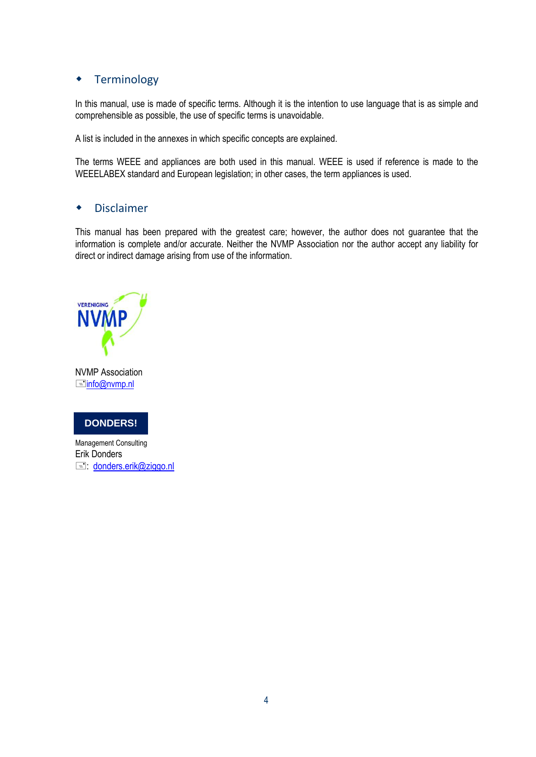## Terminology

In this manual, use is made of specific terms. Although it is the intention to use language that is as simple and comprehensible as possible, the use of specific terms is unavoidable.

A list is included in the annexes in which specific concepts are explained.

The terms WEEE and appliances are both used in this manual. WEEE is used if reference is made to the WEEELABEX standard and European legislation; in other cases, the term appliances is used.

## Disclaimer

This manual has been prepared with the greatest care; however, the author does not guarantee that the information is complete and/or accurate. Neither the NVMP Association nor the author accept any liability for direct or indirect damage arising from use of the information.

VERENIGING NVMP

NVMP Association
info@nvmp.nl

**DONDERS!**

Management Consulting
Erik Donders
: donders.erik@ziggo.nl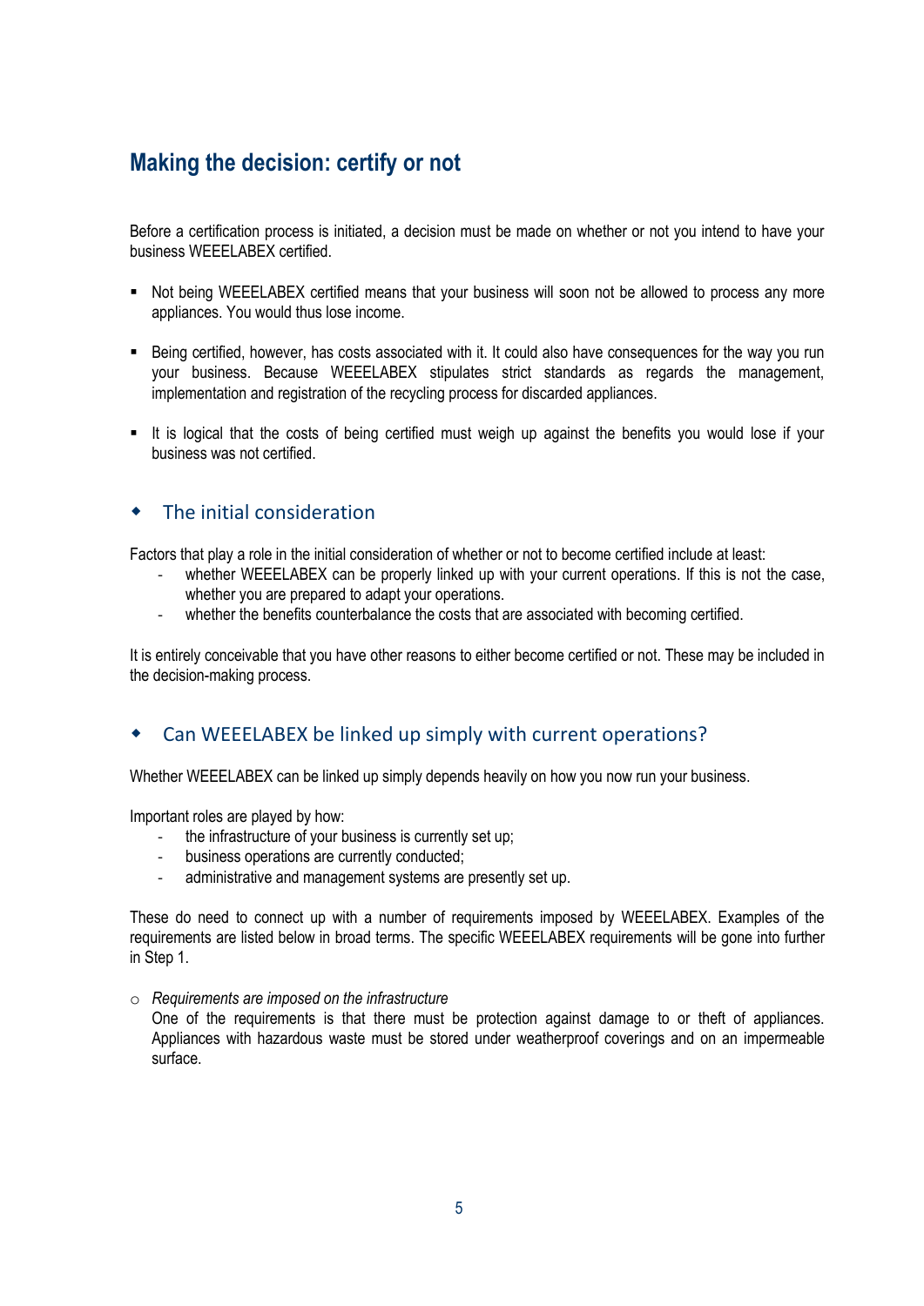# Making the decision: certify or not

Before a certification process is initiated, a decision must be made on whether or not you intend to have your business WEEELABEX certified.

- Not being WEEELABEX certified means that your business will soon not be allowed to process any more appliances. You would thus lose income.
- Being certified, however, has costs associated with it. It could also have consequences for the way you run your business. Because WEEELABEX stipulates strict standards as regards the management, implementation and registration of the recycling process for discarded appliances.
- It is logical that the costs of being certified must weigh up against the benefits you would lose if your business was not certified.

## The initial consideration

Factors that play a role in the initial consideration of whether or not to become certified include at least:

- whether WEEELABEX can be properly linked up with your current operations. If this is not the case, whether you are prepared to adapt your operations.
- whether the benefits counterbalance the costs that are associated with becoming certified.

It is entirely conceivable that you have other reasons to either become certified or not. These may be included in the decision-making process.

## Can WEEELABEX be linked up simply with current operations?

Whether WEEELABEX can be linked up simply depends heavily on how you now run your business.

Important roles are played by how:

- the infrastructure of your business is currently set up;
- business operations are currently conducted;
- administrative and management systems are presently set up.

These do need to connect up with a number of requirements imposed by WEEELABEX. Examples of the requirements are listed below in broad terms. The specific WEEELABEX requirements will be gone into further in Step 1.

- *Requirements are imposed on the infrastructure*
  One of the requirements is that there must be protection against damage to or theft of appliances. Appliances with hazardous waste must be stored under weatherproof coverings and on an impermeable surface.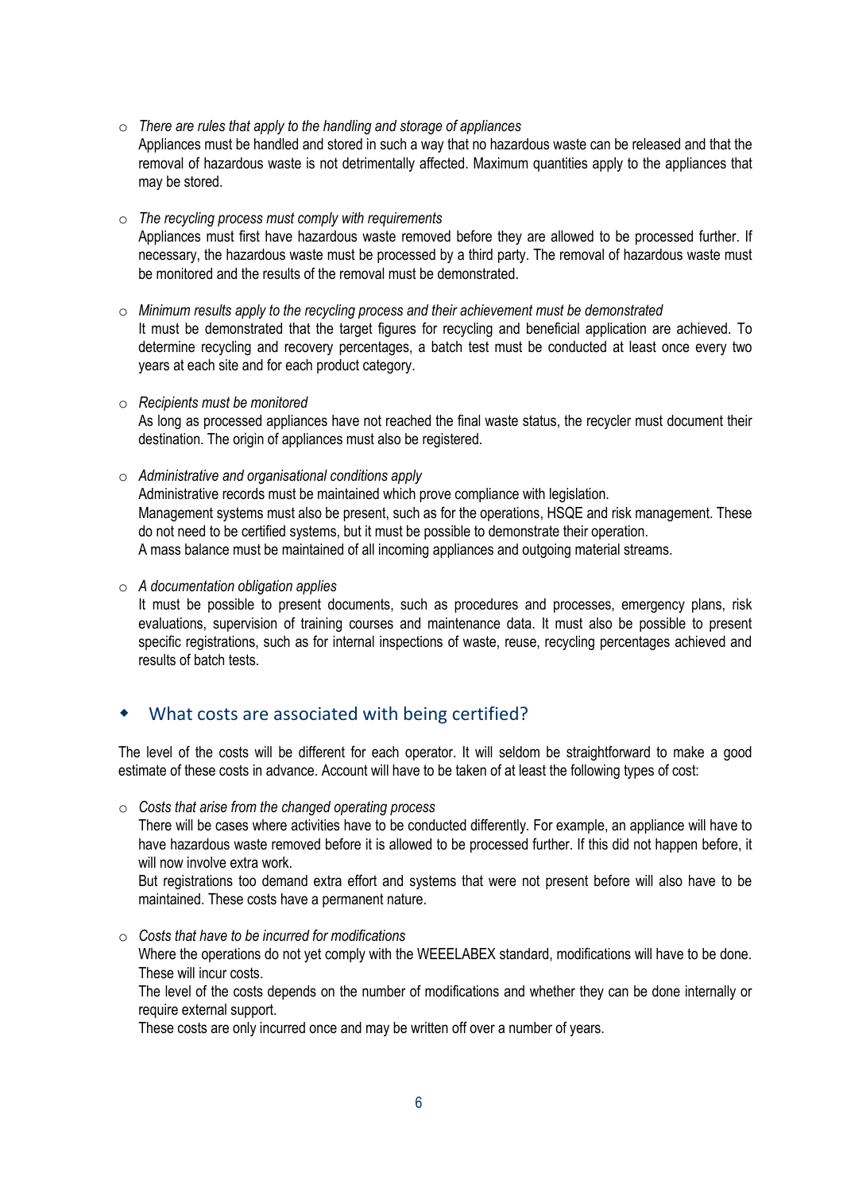- *There are rules that apply to the handling and storage of appliances*
  Appliances must be handled and stored in such a way that no hazardous waste can be released and that the removal of hazardous waste is not detrimentally affected. Maximum quantities apply to the appliances that may be stored.

- *The recycling process must comply with requirements*
  Appliances must first have hazardous waste removed before they are allowed to be processed further. If necessary, the hazardous waste must be processed by a third party. The removal of hazardous waste must be monitored and the results of the removal must be demonstrated.

- *Minimum results apply to the recycling process and their achievement must be demonstrated*
  It must be demonstrated that the target figures for recycling and beneficial application are achieved. To determine recycling and recovery percentages, a batch test must be conducted at least once every two years at each site and for each product category.

- *Recipients must be monitored*
  As long as processed appliances have not reached the final waste status, the recycler must document their destination. The origin of appliances must also be registered.

- *Administrative and organisational conditions apply*
  Administrative records must be maintained which prove compliance with legislation.
  Management systems must also be present, such as for the operations, HSQE and risk management. These do not need to be certified systems, but it must be possible to demonstrate their operation.
  A mass balance must be maintained of all incoming appliances and outgoing material streams.

- *A documentation obligation applies*
  It must be possible to present documents, such as procedures and processes, emergency plans, risk evaluations, supervision of training courses and maintenance data. It must also be possible to present specific registrations, such as for internal inspections of waste, reuse, recycling percentages achieved and results of batch tests.

## What costs are associated with being certified?

The level of the costs will be different for each operator. It will seldom be straightforward to make a good estimate of these costs in advance. Account will have to be taken of at least the following types of cost:

- *Costs that arise from the changed operating process*
  There will be cases where activities have to be conducted differently. For example, an appliance will have to have hazardous waste removed before it is allowed to be processed further. If this did not happen before, it will now involve extra work.
  But registrations too demand extra effort and systems that were not present before will also have to be maintained. These costs have a permanent nature.

- *Costs that have to be incurred for modifications*
  Where the operations do not yet comply with the WEEELABEX standard, modifications will have to be done. These will incur costs.
  The level of the costs depends on the number of modifications and whether they can be done internally or require external support.
  These costs are only incurred once and may be written off over a number of years.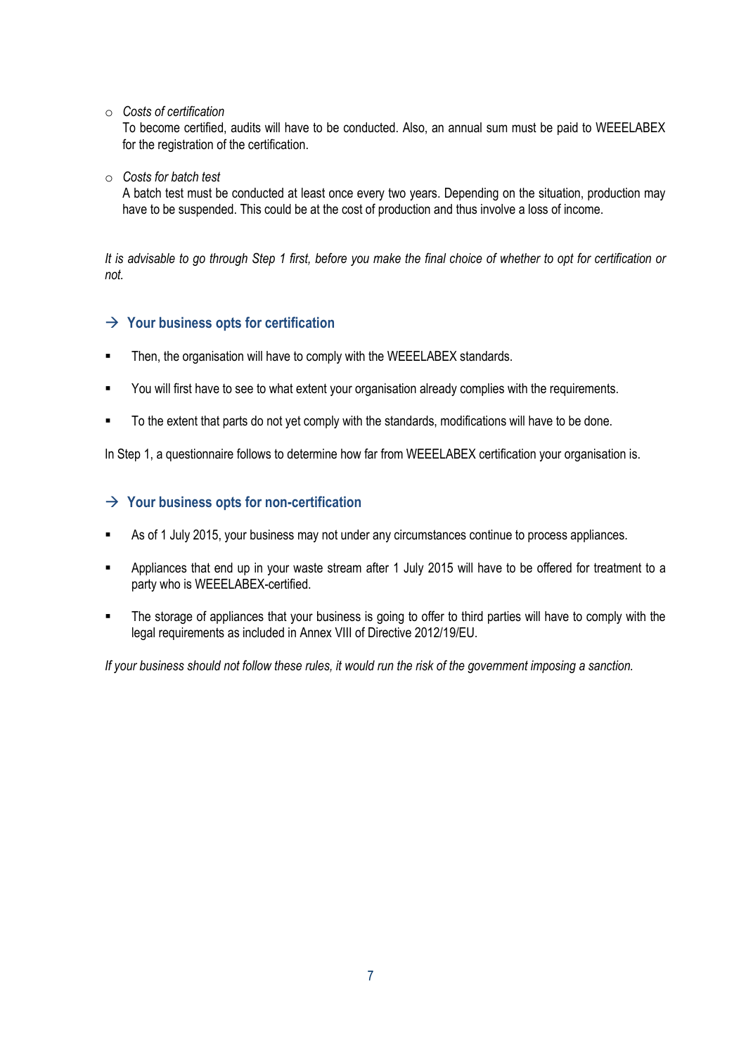- *Costs of certification*
  To become certified, audits will have to be conducted. Also, an annual sum must be paid to WEEELABEX for the registration of the certification.

- *Costs for batch test*
  A batch test must be conducted at least once every two years. Depending on the situation, production may have to be suspended. This could be at the cost of production and thus involve a loss of income.

*It is advisable to go through Step 1 first, before you make the final choice of whether to opt for certification or not.*

### → Your business opts for certification

- Then, the organisation will have to comply with the WEEELABEX standards.
- You will first have to see to what extent your organisation already complies with the requirements.
- To the extent that parts do not yet comply with the standards, modifications will have to be done.

In Step 1, a questionnaire follows to determine how far from WEEELABEX certification your organisation is.

### → Your business opts for non-certification

- As of 1 July 2015, your business may not under any circumstances continue to process appliances.
- Appliances that end up in your waste stream after 1 July 2015 will have to be offered for treatment to a party who is WEEELABEX-certified.
- The storage of appliances that your business is going to offer to third parties will have to comply with the legal requirements as included in Annex VIII of Directive 2012/19/EU.

*If your business should not follow these rules, it would run the risk of the government imposing a sanction.*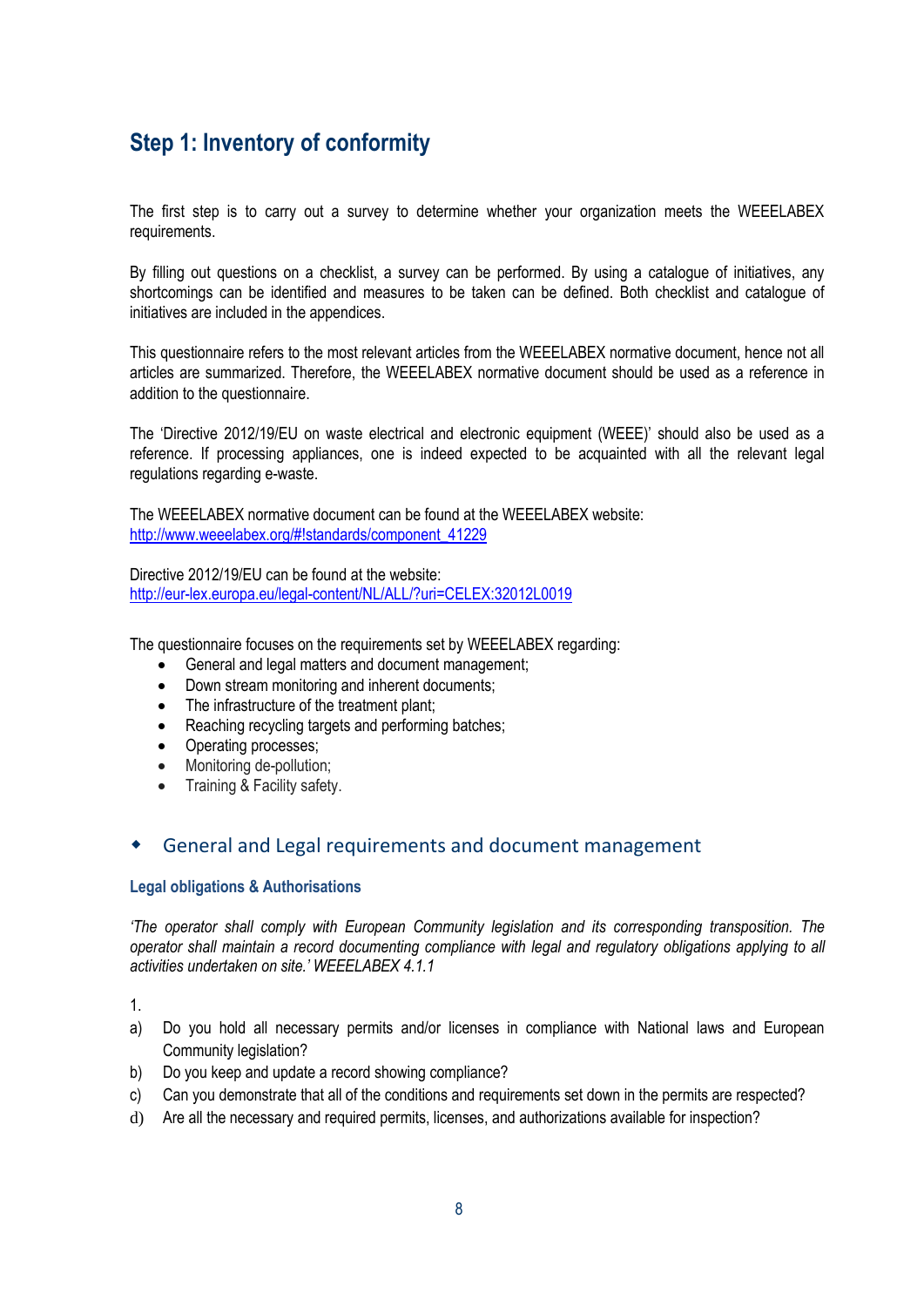## Step 1: Inventory of conformity

The first step is to carry out a survey to determine whether your organization meets the WEEELABEX requirements.

By filling out questions on a checklist, a survey can be performed. By using a catalogue of initiatives, any shortcomings can be identified and measures to be taken can be defined. Both checklist and catalogue of initiatives are included in the appendices.

This questionnaire refers to the most relevant articles from the WEEELABEX normative document, hence not all articles are summarized. Therefore, the WEEELABEX normative document should be used as a reference in addition to the questionnaire.

The 'Directive 2012/19/EU on waste electrical and electronic equipment (WEEE)' should also be used as a reference. If processing appliances, one is indeed expected to be acquainted with all the relevant legal regulations regarding e-waste.

The WEEELABEX normative document can be found at the WEEELABEX website:
http://www.weeelabex.org/#!standards/component_41229

Directive 2012/19/EU can be found at the website:
http://eur-lex.europa.eu/legal-content/NL/ALL/?uri=CELEX:32012L0019

The questionnaire focuses on the requirements set by WEEELABEX regarding:

- General and legal matters and document management;
- Down stream monitoring and inherent documents;
- The infrastructure of the treatment plant;
- Reaching recycling targets and performing batches;
- Operating processes;
- Monitoring de-pollution;
- Training & Facility safety.

### General and Legal requirements and document management

#### Legal obligations & Authorisations

*'The operator shall comply with European Community legislation and its corresponding transposition. The operator shall maintain a record documenting compliance with legal and regulatory obligations applying to all activities undertaken on site.' WEEELABEX 4.1.1*

1.

a) Do you hold all necessary permits and/or licenses in compliance with National laws and European Community legislation?

b) Do you keep and update a record showing compliance?

c) Can you demonstrate that all of the conditions and requirements set down in the permits are respected?

d) Are all the necessary and required permits, licenses, and authorizations available for inspection?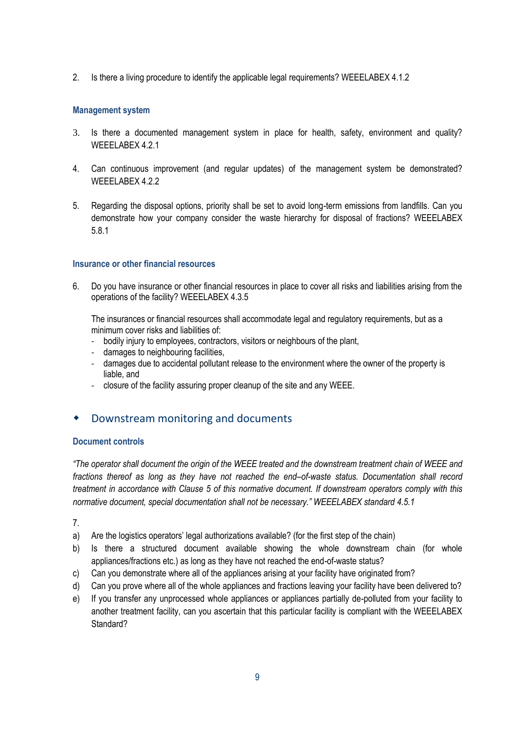2. Is there a living procedure to identify the applicable legal requirements? WEEELABEX 4.1.2

### Management system

3. Is there a documented management system in place for health, safety, environment and quality? WEEELABEX 4.2.1

4. Can continuous improvement (and regular updates) of the management system be demonstrated? WEEELABEX 4.2.2

5. Regarding the disposal options, priority shall be set to avoid long-term emissions from landfills. Can you demonstrate how your company consider the waste hierarchy for disposal of fractions? WEEELABEX 5.8.1

### Insurance or other financial resources

6. Do you have insurance or other financial resources in place to cover all risks and liabilities arising from the operations of the facility? WEEELABEX 4.3.5

   The insurances or financial resources shall accommodate legal and regulatory requirements, but as a minimum cover risks and liabilities of:
   - bodily injury to employees, contractors, visitors or neighbours of the plant,
   - damages to neighbouring facilities,
   - damages due to accidental pollutant release to the environment where the owner of the property is liable, and
   - closure of the facility assuring proper cleanup of the site and any WEEE.

## Downstream monitoring and documents

### Document controls

*“The operator shall document the origin of the WEEE treated and the downstream treatment chain of WEEE and fractions thereof as long as they have not reached the end–of-waste status. Documentation shall record treatment in accordance with Clause 5 of this normative document. If downstream operators comply with this normative document, special documentation shall not be necessary.” WEEELABEX standard 4.5.1*

7.

a) Are the logistics operators’ legal authorizations available? (for the first step of the chain)

b) Is there a structured document available showing the whole downstream chain (for whole appliances/fractions etc.) as long as they have not reached the end-of-waste status?

c) Can you demonstrate where all of the appliances arising at your facility have originated from?

d) Can you prove where all of the whole appliances and fractions leaving your facility have been delivered to?

e) If you transfer any unprocessed whole appliances or appliances partially de-polluted from your facility to another treatment facility, can you ascertain that this particular facility is compliant with the WEEELABEX Standard?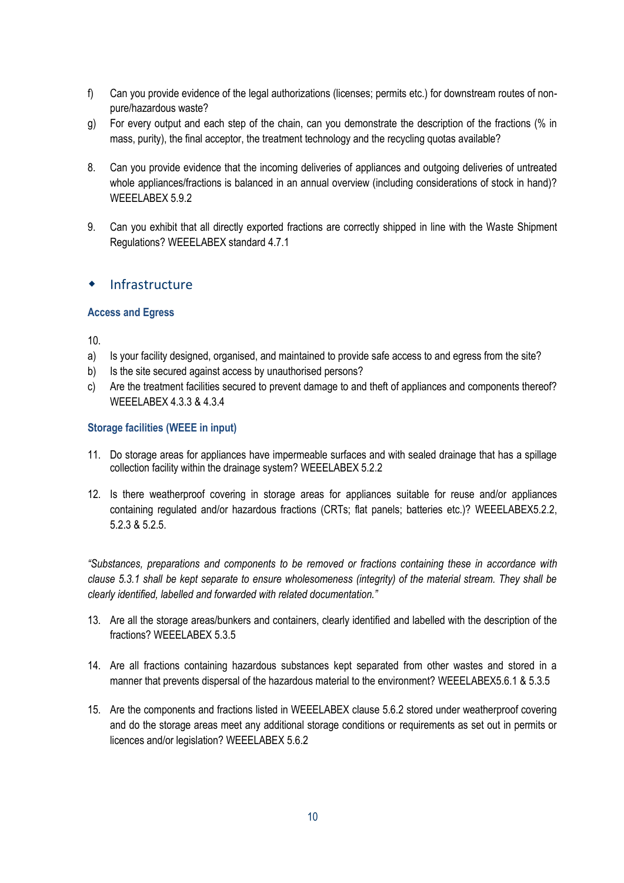f) Can you provide evidence of the legal authorizations (licenses; permits etc.) for downstream routes of non-pure/hazardous waste?

g) For every output and each step of the chain, can you demonstrate the description of the fractions (% in mass, purity), the final acceptor, the treatment technology and the recycling quotas available?

8. Can you provide evidence that the incoming deliveries of appliances and outgoing deliveries of untreated whole appliances/fractions is balanced in an annual overview (including considerations of stock in hand)? WEEELABEX 5.9.2

9. Can you exhibit that all directly exported fractions are correctly shipped in line with the Waste Shipment Regulations? WEEELABEX standard 4.7.1

## Infrastructure

### Access and Egress

10.

a) Is your facility designed, organised, and maintained to provide safe access to and egress from the site?

b) Is the site secured against access by unauthorised persons?

c) Are the treatment facilities secured to prevent damage to and theft of appliances and components thereof? WEEELABEX 4.3.3 & 4.3.4

### Storage facilities (WEEE in input)

11. Do storage areas for appliances have impermeable surfaces and with sealed drainage that has a spillage collection facility within the drainage system? WEEELABEX 5.2.2

12. Is there weatherproof covering in storage areas for appliances suitable for reuse and/or appliances containing regulated and/or hazardous fractions (CRTs; flat panels; batteries etc.)? WEEELABEX5.2.2, 5.2.3 & 5.2.5.

*"Substances, preparations and components to be removed or fractions containing these in accordance with clause 5.3.1 shall be kept separate to ensure wholesomeness (integrity) of the material stream. They shall be clearly identified, labelled and forwarded with related documentation."*

13. Are all the storage areas/bunkers and containers, clearly identified and labelled with the description of the fractions? WEEELABEX 5.3.5

14. Are all fractions containing hazardous substances kept separated from other wastes and stored in a manner that prevents dispersal of the hazardous material to the environment? WEEELABEX5.6.1 & 5.3.5

15. Are the components and fractions listed in WEEELABEX clause 5.6.2 stored under weatherproof covering and do the storage areas meet any additional storage conditions or requirements as set out in permits or licences and/or legislation? WEEELABEX 5.6.2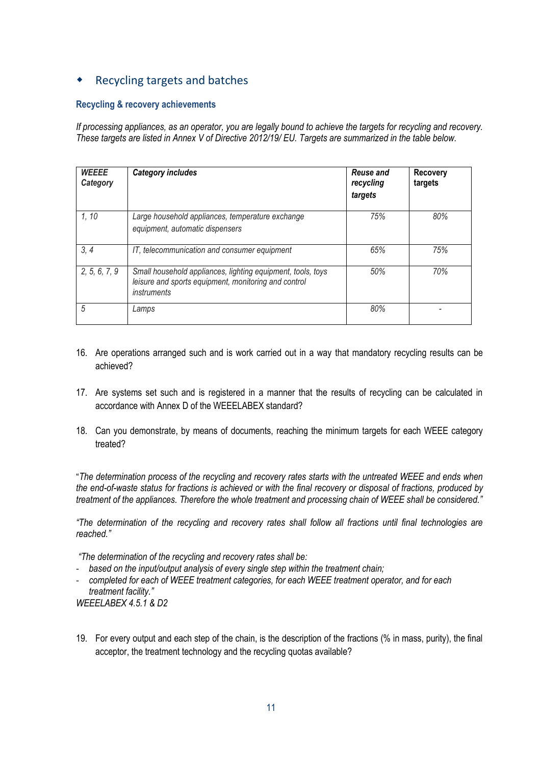## Recycling targets and batches

### Recycling & recovery achievements

*If processing appliances, as an operator, you are legally bound to achieve the targets for recycling and recovery. These targets are listed in Annex V of Directive 2012/19/ EU. Targets are summarized in the table below.*

| ***WEEEE Category*** | ***Category includes*** | ***Reuse and recycling targets*** | **Recovery targets** |
|---|---|---|---|
| *1, 10* | *Large household appliances, temperature exchange equipment, automatic dispensers* | *75%* | *80%* |
| *3, 4* | *IT, telecommunication and consumer equipment* | *65%* | *75%* |
| *2, 5, 6, 7, 9* | *Small household appliances, lighting equipment, tools, toys leisure and sports equipment, monitoring and control instruments* | *50%* | *70%* |
| *5* | *Lamps* | *80%* | *-* |

16. Are operations arranged such and is work carried out in a way that mandatory recycling results can be achieved?

17. Are systems set such and is registered in a manner that the results of recycling can be calculated in accordance with Annex D of the WEEELABEX standard?

18. Can you demonstrate, by means of documents, reaching the minimum targets for each WEEE category treated?

"*The determination process of the recycling and recovery rates starts with the untreated WEEE and ends when the end-of-waste status for fractions is achieved or with the final recovery or disposal of fractions, produced by treatment of the appliances. Therefore the whole treatment and processing chain of WEEE shall be considered."*

*"The determination of the recycling and recovery rates shall follow all fractions until final technologies are reached."*

*"The determination of the recycling and recovery rates shall be:*

- *based on the input/output analysis of every single step within the treatment chain;*
- *completed for each of WEEE treatment categories, for each WEEE treatment operator, and for each treatment facility."*

*WEEELABEX 4.5.1 & D2*

19. For every output and each step of the chain, is the description of the fractions (% in mass, purity), the final acceptor, the treatment technology and the recycling quotas available?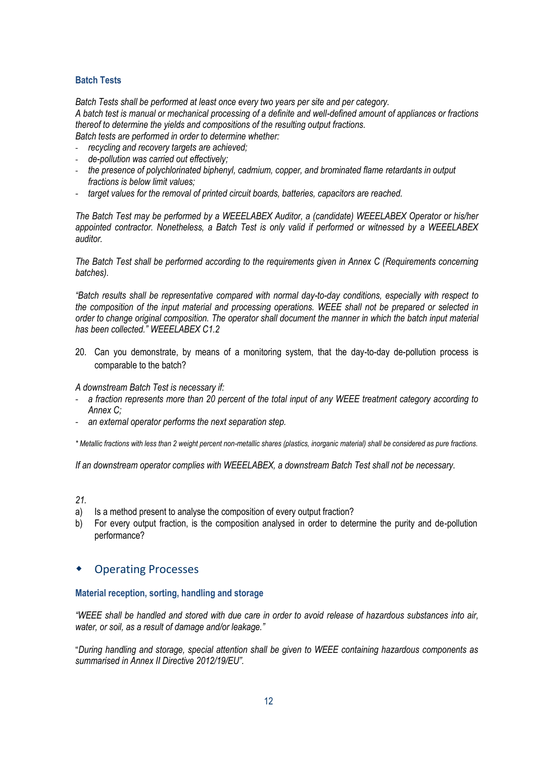### Batch Tests

*Batch Tests shall be performed at least once every two years per site and per category.*
*A batch test is manual or mechanical processing of a definite and well-defined amount of appliances or fractions thereof to determine the yields and compositions of the resulting output fractions.*
*Batch tests are performed in order to determine whether:*

- *recycling and recovery targets are achieved;*
- *de-pollution was carried out effectively;*
- *the presence of polychlorinated biphenyl, cadmium, copper, and brominated flame retardants in output fractions is below limit values;*
- *target values for the removal of printed circuit boards, batteries, capacitors are reached.*

*The Batch Test may be performed by a WEEELABEX Auditor, a (candidate) WEEELABEX Operator or his/her appointed contractor. Nonetheless, a Batch Test is only valid if performed or witnessed by a WEEELABEX auditor.*

*The Batch Test shall be performed according to the requirements given in Annex C (Requirements concerning batches).*

*"Batch results shall be representative compared with normal day-to-day conditions, especially with respect to the composition of the input material and processing operations. WEEE shall not be prepared or selected in order to change original composition. The operator shall document the manner in which the batch input material has been collected." WEEELABEX C1.2*

20. Can you demonstrate, by means of a monitoring system, that the day-to-day de-pollution process is comparable to the batch?

*A downstream Batch Test is necessary if:*

- *a fraction represents more than 20 percent of the total input of any WEEE treatment category according to Annex C;*
- *an external operator performs the next separation step.*

*\* Metallic fractions with less than 2 weight percent non-metallic shares (plastics, inorganic material) shall be considered as pure fractions.*

*If an downstream operator complies with WEEELABEX, a downstream Batch Test shall not be necessary.*

*21.*

a) Is a method present to analyse the composition of every output fraction?
b) For every output fraction, is the composition analysed in order to determine the purity and de-pollution performance?

## Operating Processes

### Material reception, sorting, handling and storage

*"WEEE shall be handled and stored with due care in order to avoid release of hazardous substances into air, water, or soil, as a result of damage and/or leakage."*

"*During handling and storage, special attention shall be given to WEEE containing hazardous components as summarised in Annex II Directive 2012/19/EU"*.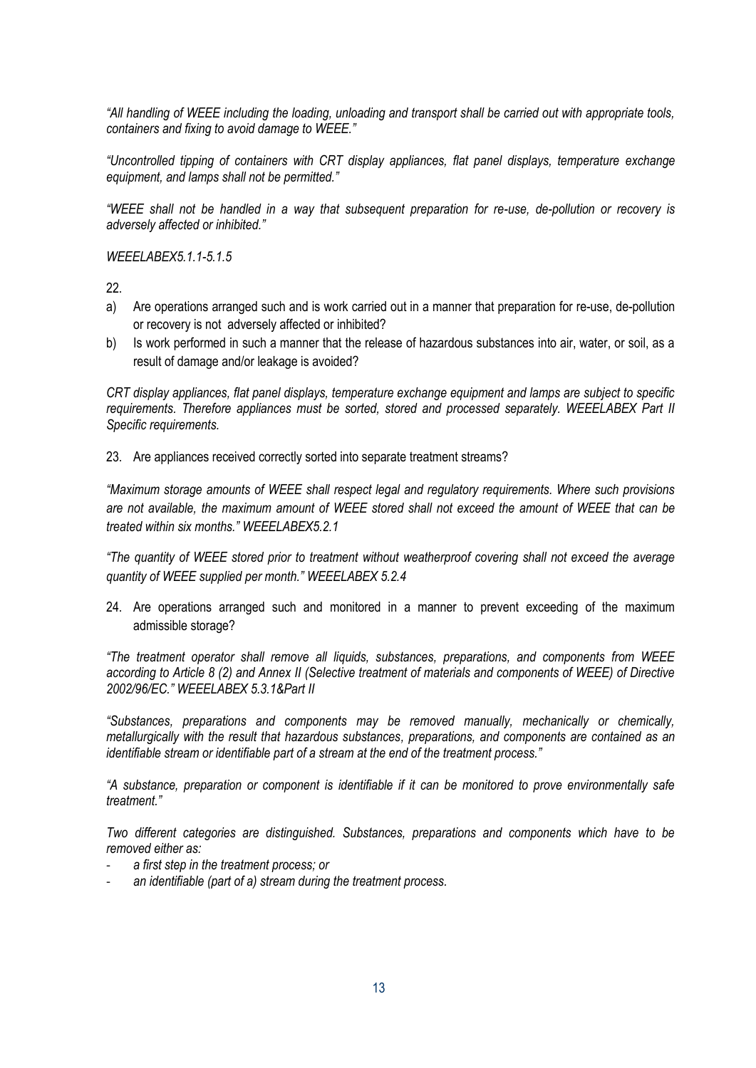*"All handling of WEEE including the loading, unloading and transport shall be carried out with appropriate tools, containers and fixing to avoid damage to WEEE."*

*"Uncontrolled tipping of containers with CRT display appliances, flat panel displays, temperature exchange equipment, and lamps shall not be permitted."*

*"WEEE shall not be handled in a way that subsequent preparation for re-use, de-pollution or recovery is adversely affected or inhibited."*

*WEEELABEX5.1.1-5.1.5*

22.

a) Are operations arranged such and is work carried out in a manner that preparation for re-use, de-pollution or recovery is not adversely affected or inhibited?

b) Is work performed in such a manner that the release of hazardous substances into air, water, or soil, as a result of damage and/or leakage is avoided?

*CRT display appliances, flat panel displays, temperature exchange equipment and lamps are subject to specific requirements. Therefore appliances must be sorted, stored and processed separately. WEEELABEX Part II Specific requirements.*

23. Are appliances received correctly sorted into separate treatment streams?

*"Maximum storage amounts of WEEE shall respect legal and regulatory requirements. Where such provisions are not available, the maximum amount of WEEE stored shall not exceed the amount of WEEE that can be treated within six months." WEEELABEX5.2.1*

*"The quantity of WEEE stored prior to treatment without weatherproof covering shall not exceed the average quantity of WEEE supplied per month." WEEELABEX 5.2.4*

24. Are operations arranged such and monitored in a manner to prevent exceeding of the maximum admissible storage?

*"The treatment operator shall remove all liquids, substances, preparations, and components from WEEE according to Article 8 (2) and Annex II (Selective treatment of materials and components of WEEE) of Directive 2002/96/EC." WEEELABEX 5.3.1&Part II*

*"Substances, preparations and components may be removed manually, mechanically or chemically, metallurgically with the result that hazardous substances, preparations, and components are contained as an identifiable stream or identifiable part of a stream at the end of the treatment process."*

*"A substance, preparation or component is identifiable if it can be monitored to prove environmentally safe treatment."*

*Two different categories are distinguished. Substances, preparations and components which have to be removed either as:*

- *a first step in the treatment process; or*
- *an identifiable (part of a) stream during the treatment process.*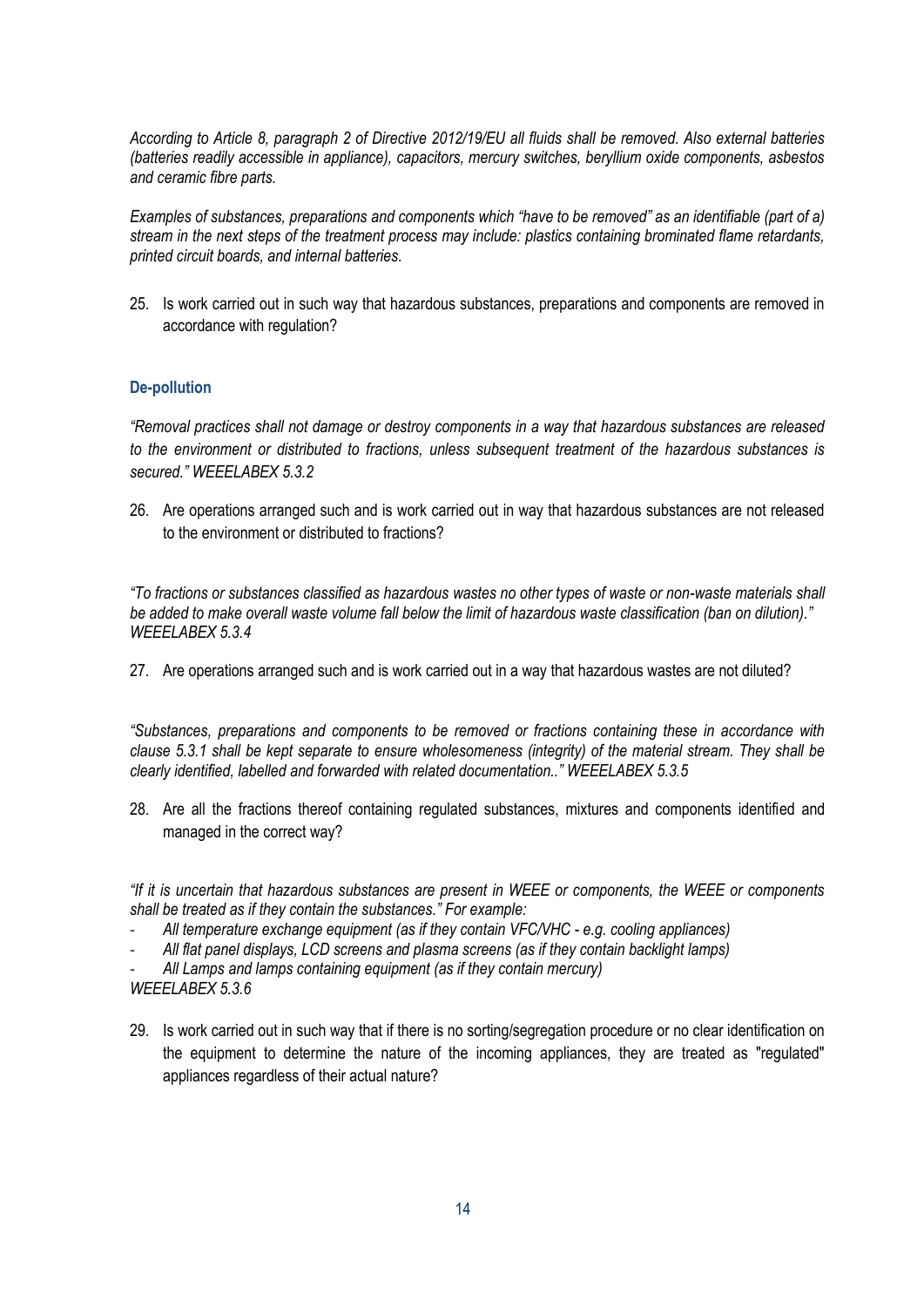*According to Article 8, paragraph 2 of Directive 2012/19/EU all fluids shall be removed. Also external batteries (batteries readily accessible in appliance), capacitors, mercury switches, beryllium oxide components, asbestos and ceramic fibre parts.*

*Examples of substances, preparations and components which "have to be removed" as an identifiable (part of a) stream in the next steps of the treatment process may include: plastics containing brominated flame retardants, printed circuit boards, and internal batteries.*

25. Is work carried out in such way that hazardous substances, preparations and components are removed in accordance with regulation?

### De-pollution

*"Removal practices shall not damage or destroy components in a way that hazardous substances are released to the environment or distributed to fractions, unless subsequent treatment of the hazardous substances is secured." WEEELABEX 5.3.2*

26. Are operations arranged such and is work carried out in way that hazardous substances are not released to the environment or distributed to fractions?

*"To fractions or substances classified as hazardous wastes no other types of waste or non-waste materials shall be added to make overall waste volume fall below the limit of hazardous waste classification (ban on dilution)." WEEELABEX 5.3.4*

27. Are operations arranged such and is work carried out in a way that hazardous wastes are not diluted?

*"Substances, preparations and components to be removed or fractions containing these in accordance with clause 5.3.1 shall be kept separate to ensure wholesomeness (integrity) of the material stream. They shall be clearly identified, labelled and forwarded with related documentation.." WEEELABEX 5.3.5*

28. Are all the fractions thereof containing regulated substances, mixtures and components identified and managed in the correct way?

*"If it is uncertain that hazardous substances are present in WEEE or components, the WEEE or components shall be treated as if they contain the substances." For example:*

- *All temperature exchange equipment (as if they contain VFC/VHC - e.g. cooling appliances)*
- *All flat panel displays, LCD screens and plasma screens (as if they contain backlight lamps)*
- *All Lamps and lamps containing equipment (as if they contain mercury)*

*WEEELABEX 5.3.6*

29. Is work carried out in such way that if there is no sorting/segregation procedure or no clear identification on the equipment to determine the nature of the incoming appliances, they are treated as "regulated" appliances regardless of their actual nature?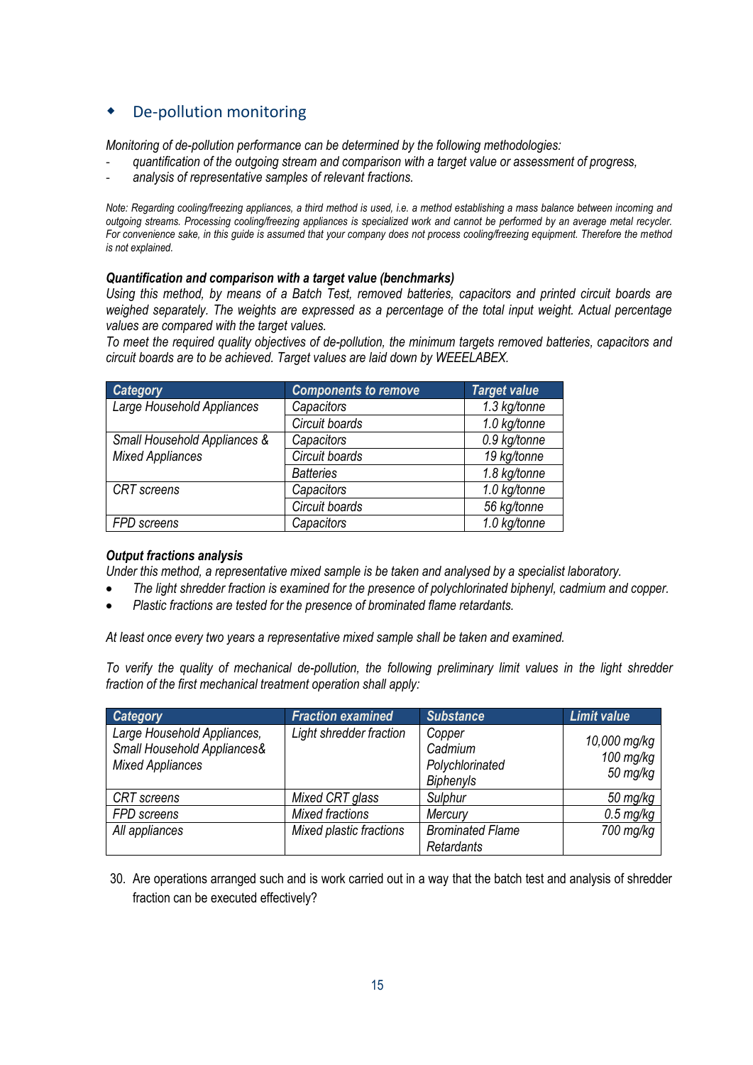## De-pollution monitoring

*Monitoring of de-pollution performance can be determined by the following methodologies:*

- *quantification of the outgoing stream and comparison with a target value or assessment of progress,*
- *analysis of representative samples of relevant fractions.*

*Note: Regarding cooling/freezing appliances, a third method is used, i.e. a method establishing a mass balance between incoming and outgoing streams. Processing cooling/freezing appliances is specialized work and cannot be performed by an average metal recycler. For convenience sake, in this guide is assumed that your company does not process cooling/freezing equipment. Therefore the method is not explained.*

***Quantification and comparison with a target value (benchmarks)***

*Using this method, by means of a Batch Test, removed batteries, capacitors and printed circuit boards are weighed separately. The weights are expressed as a percentage of the total input weight. Actual percentage values are compared with the target values.*

*To meet the required quality objectives of de-pollution, the minimum targets removed batteries, capacitors and circuit boards are to be achieved. Target values are laid down by WEEELABEX.*

| Category | Components to remove | Target value |
|---|---|---|
| Large Household Appliances | Capacitors | 1.3 kg/tonne |
| | Circuit boards | 1.0 kg/tonne |
| Small Household Appliances & Mixed Appliances | Capacitors | 0.9 kg/tonne |
| | Circuit boards | 19 kg/tonne |
| | Batteries | 1.8 kg/tonne |
| CRT screens | Capacitors | 1.0 kg/tonne |
| | Circuit boards | 56 kg/tonne |
| FPD screens | Capacitors | 1.0 kg/tonne |

***Output fractions analysis***

*Under this method, a representative mixed sample is be taken and analysed by a specialist laboratory.*

- *The light shredder fraction is examined for the presence of polychlorinated biphenyl, cadmium and copper.*
- *Plastic fractions are tested for the presence of brominated flame retardants.*

*At least once every two years a representative mixed sample shall be taken and examined.*

*To verify the quality of mechanical de-pollution, the following preliminary limit values in the light shredder fraction of the first mechanical treatment operation shall apply:*

| Category | Fraction examined | Substance | Limit value |
|---|---|---|---|
| Large Household Appliances, Small Household Appliances& Mixed Appliances | Light shredder fraction | Copper<br>Cadmium<br>Polychlorinated Biphenyls | 10,000 mg/kg<br>100 mg/kg<br>50 mg/kg |
| CRT screens | Mixed CRT glass | Sulphur | 50 mg/kg |
| FPD screens | Mixed fractions | Mercury | 0.5 mg/kg |
| All appliances | Mixed plastic fractions | Brominated Flame Retardants | 700 mg/kg |

30. Are operations arranged such and is work carried out in a way that the batch test and analysis of shredder fraction can be executed effectively?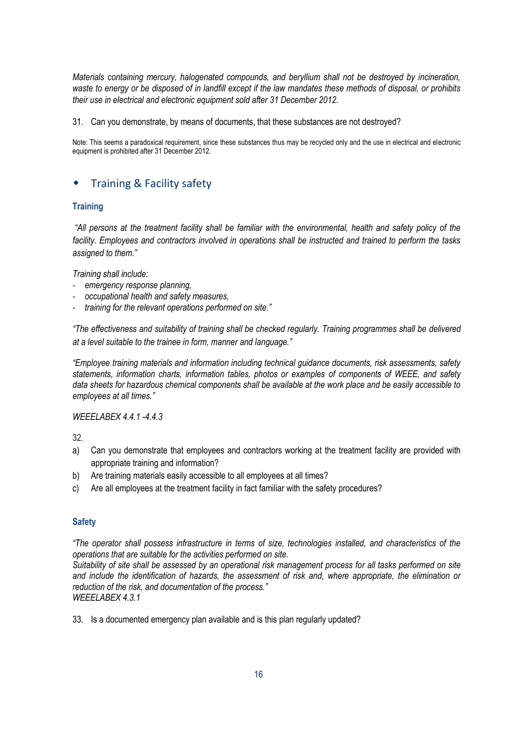*Materials containing mercury, halogenated compounds, and beryllium shall not be destroyed by incineration, waste to energy or be disposed of in landfill except if the law mandates these methods of disposal, or prohibits their use in electrical and electronic equipment sold after 31 December 2012.*

31. Can you demonstrate, by means of documents, that these substances are not destroyed?

Note: This seems a paradoxical requirement, since these substances thus may be recycled only and the use in electrical and electronic equipment is prohibited after 31 December 2012.

## Training & Facility safety

### Training

*"All persons at the treatment facility shall be familiar with the environmental, health and safety policy of the facility. Employees and contractors involved in operations shall be instructed and trained to perform the tasks assigned to them."*

*Training shall include:*

- *emergency response planning,*
- *occupational health and safety measures,*
- *training for the relevant operations performed on site."*

*"The effectiveness and suitability of training shall be checked regularly. Training programmes shall be delivered at a level suitable to the trainee in form, manner and language."*

*"Employee training materials and information including technical guidance documents, risk assessments, safety statements, information charts, information tables, photos or examples of components of WEEE, and safety data sheets for hazardous chemical components shall be available at the work place and be easily accessible to employees at all times."*

*WEEELABEX 4.4.1 -4.4.3*

32.

a) Can you demonstrate that employees and contractors working at the treatment facility are provided with appropriate training and information?
b) Are training materials easily accessible to all employees at all times?
c) Are all employees at the treatment facility in fact familiar with the safety procedures?

### Safety

*"The operator shall possess infrastructure in terms of size, technologies installed, and characteristics of the operations that are suitable for the activities performed on site.*
*Suitability of site shall be assessed by an operational risk management process for all tasks performed on site and include the identification of hazards, the assessment of risk and, where appropriate, the elimination or reduction of the risk, and documentation of the process."*
*WEEELABEX 4.3.1*

33. Is a documented emergency plan available and is this plan regularly updated?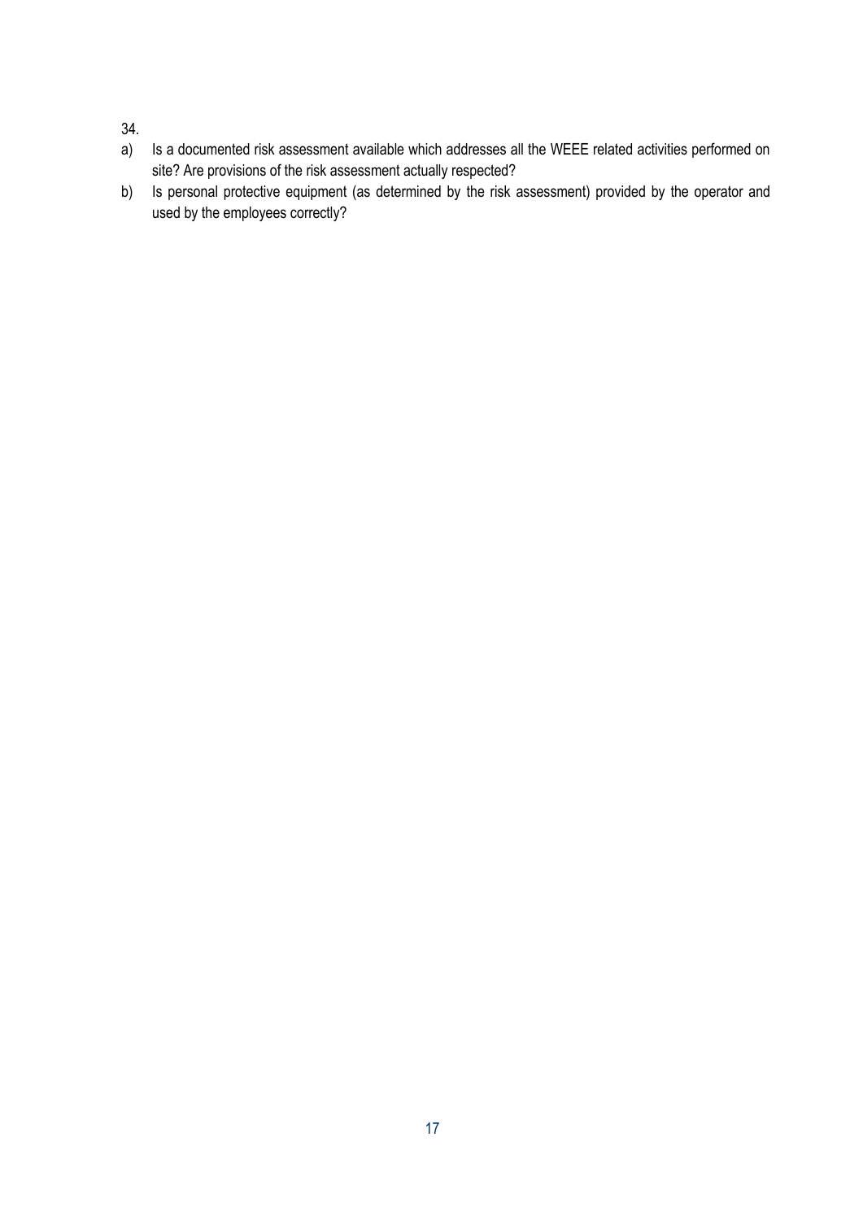34.

a) Is a documented risk assessment available which addresses all the WEEE related activities performed on site? Are provisions of the risk assessment actually respected?

b) Is personal protective equipment (as determined by the risk assessment) provided by the operator and used by the employees correctly?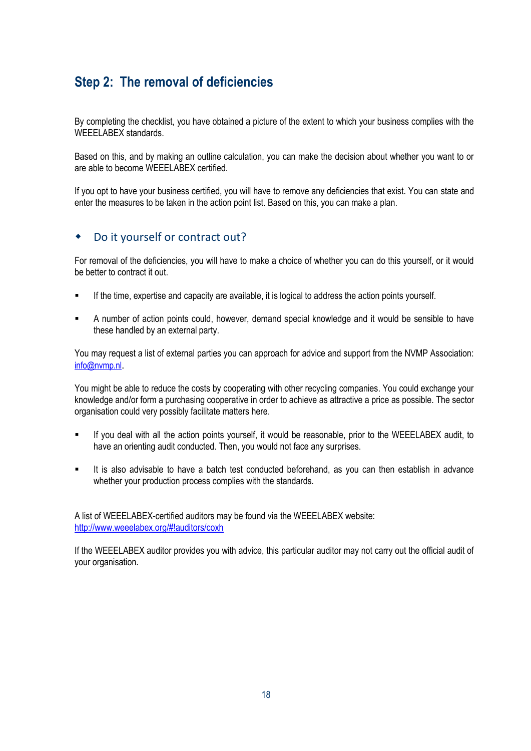## Step 2: The removal of deficiencies

By completing the checklist, you have obtained a picture of the extent to which your business complies with the WEEELABEX standards.

Based on this, and by making an outline calculation, you can make the decision about whether you want to or are able to become WEEELABEX certified.

If you opt to have your business certified, you will have to remove any deficiencies that exist. You can state and enter the measures to be taken in the action point list. Based on this, you can make a plan.

### Do it yourself or contract out?

For removal of the deficiencies, you will have to make a choice of whether you can do this yourself, or it would be better to contract it out.

- If the time, expertise and capacity are available, it is logical to address the action points yourself.
- A number of action points could, however, demand special knowledge and it would be sensible to have these handled by an external party.

You may request a list of external parties you can approach for advice and support from the NVMP Association: info@nvmp.nl.

You might be able to reduce the costs by cooperating with other recycling companies. You could exchange your knowledge and/or form a purchasing cooperative in order to achieve as attractive a price as possible. The sector organisation could very possibly facilitate matters here.

- If you deal with all the action points yourself, it would be reasonable, prior to the WEEELABEX audit, to have an orienting audit conducted. Then, you would not face any surprises.
- It is also advisable to have a batch test conducted beforehand, as you can then establish in advance whether your production process complies with the standards.

A list of WEEELABEX-certified auditors may be found via the WEEELABEX website:
http://www.weeelabex.org/#!auditors/coxh

If the WEEELABEX auditor provides you with advice, this particular auditor may not carry out the official audit of your organisation.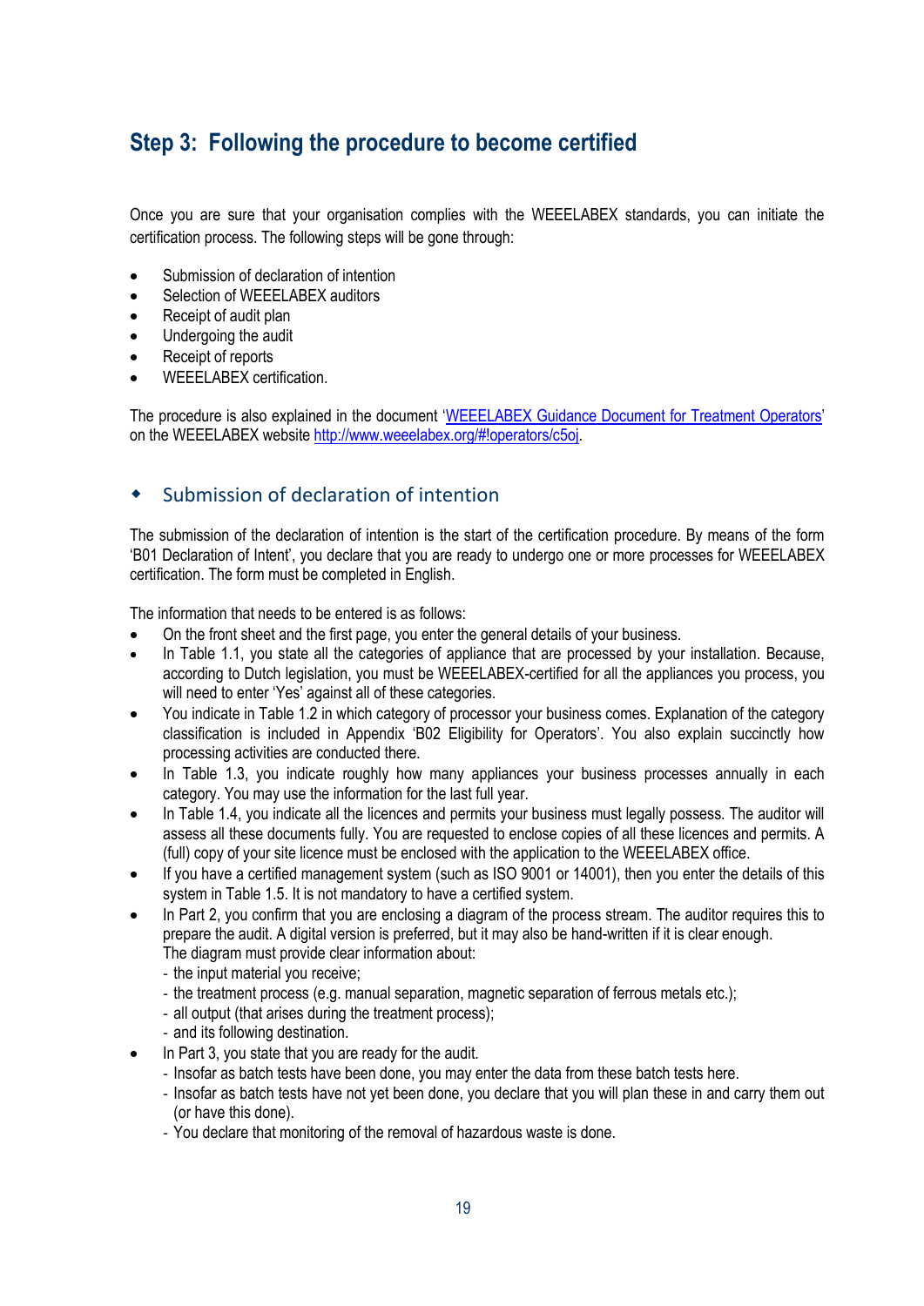## Step 3: Following the procedure to become certified

Once you are sure that your organisation complies with the WEEELABEX standards, you can initiate the certification process. The following steps will be gone through:

- Submission of declaration of intention
- Selection of WEEELABEX auditors
- Receipt of audit plan
- Undergoing the audit
- Receipt of reports
- WEEELABEX certification.

The procedure is also explained in the document '[WEEELABEX Guidance Document for Treatment Operators](http://www.weeelabex.org/#!operators/c5oj)' on the WEEELABEX website http://www.weeelabex.org/#!operators/c5oj.

### Submission of declaration of intention

The submission of the declaration of intention is the start of the certification procedure. By means of the form 'B01 Declaration of Intent', you declare that you are ready to undergo one or more processes for WEEELABEX certification. The form must be completed in English.

The information that needs to be entered is as follows:

- On the front sheet and the first page, you enter the general details of your business.
- In Table 1.1, you state all the categories of appliance that are processed by your installation. Because, according to Dutch legislation, you must be WEEELABEX-certified for all the appliances you process, you will need to enter 'Yes' against all of these categories.
- You indicate in Table 1.2 in which category of processor your business comes. Explanation of the category classification is included in Appendix 'B02 Eligibility for Operators'. You also explain succinctly how processing activities are conducted there.
- In Table 1.3, you indicate roughly how many appliances your business processes annually in each category. You may use the information for the last full year.
- In Table 1.4, you indicate all the licences and permits your business must legally possess. The auditor will assess all these documents fully. You are requested to enclose copies of all these licences and permits. A (full) copy of your site licence must be enclosed with the application to the WEEELABEX office.
- If you have a certified management system (such as ISO 9001 or 14001), then you enter the details of this system in Table 1.5. It is not mandatory to have a certified system.
- In Part 2, you confirm that you are enclosing a diagram of the process stream. The auditor requires this to prepare the audit. A digital version is preferred, but it may also be hand-written if it is clear enough.
  The diagram must provide clear information about:
  - the input material you receive;
  - the treatment process (e.g. manual separation, magnetic separation of ferrous metals etc.);
  - all output (that arises during the treatment process);
  - and its following destination.
- In Part 3, you state that you are ready for the audit.
  - Insofar as batch tests have been done, you may enter the data from these batch tests here.
  - Insofar as batch tests have not yet been done, you declare that you will plan these in and carry them out (or have this done).
  - You declare that monitoring of the removal of hazardous waste is done.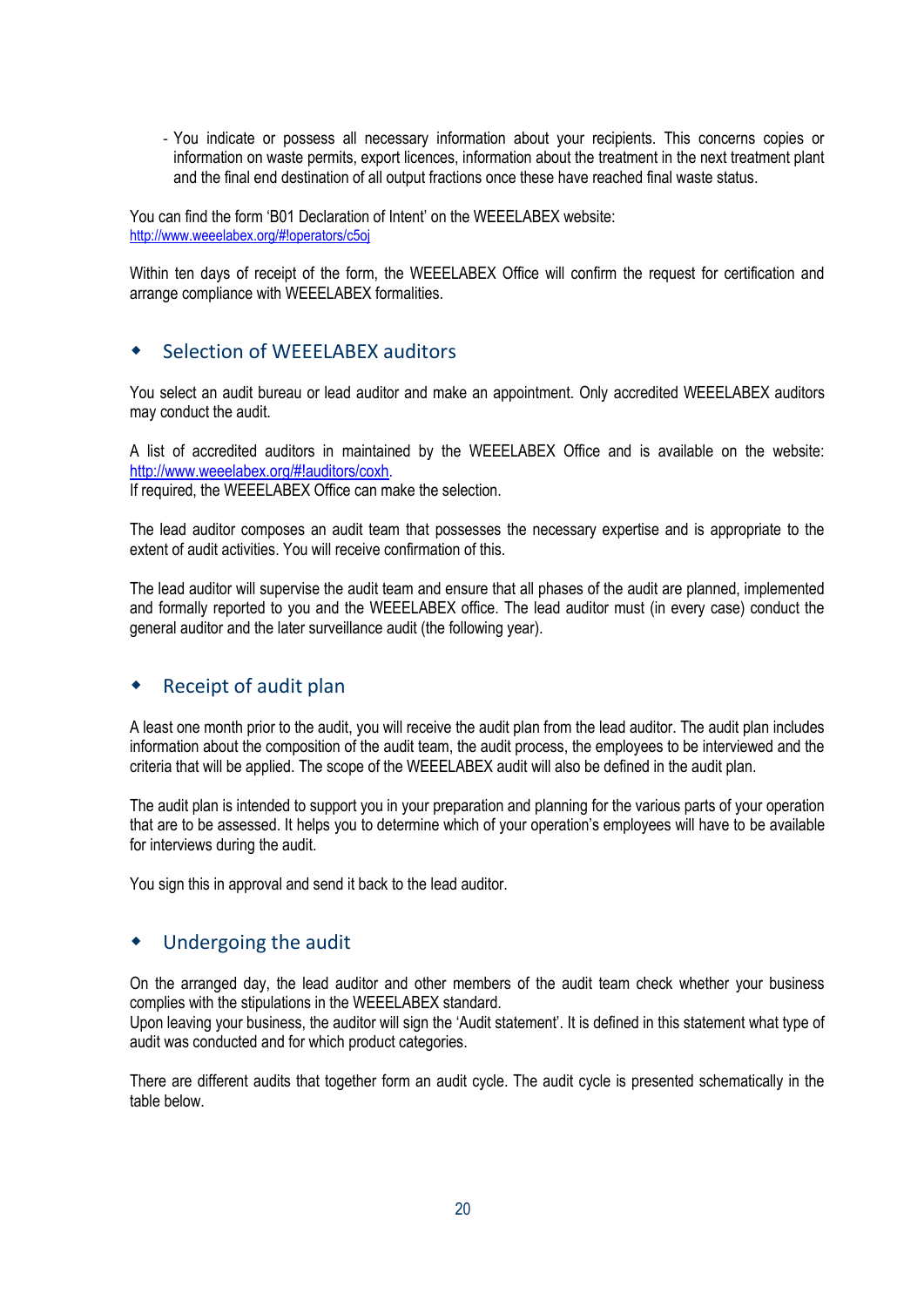- You indicate or possess all necessary information about your recipients. This concerns copies or information on waste permits, export licences, information about the treatment in the next treatment plant and the final end destination of all output fractions once these have reached final waste status.

You can find the form 'B01 Declaration of Intent' on the WEEELABEX website:
http://www.weeelabex.org/#!operators/c5oj

Within ten days of receipt of the form, the WEEELABEX Office will confirm the request for certification and arrange compliance with WEEELABEX formalities.

## Selection of WEEELABEX auditors

You select an audit bureau or lead auditor and make an appointment. Only accredited WEEELABEX auditors may conduct the audit.

A list of accredited auditors in maintained by the WEEELABEX Office and is available on the website: http://www.weeelabex.org/#!auditors/coxh.
If required, the WEEELABEX Office can make the selection.

The lead auditor composes an audit team that possesses the necessary expertise and is appropriate to the extent of audit activities. You will receive confirmation of this.

The lead auditor will supervise the audit team and ensure that all phases of the audit are planned, implemented and formally reported to you and the WEEELABEX office. The lead auditor must (in every case) conduct the general auditor and the later surveillance audit (the following year).

## Receipt of audit plan

A least one month prior to the audit, you will receive the audit plan from the lead auditor. The audit plan includes information about the composition of the audit team, the audit process, the employees to be interviewed and the criteria that will be applied. The scope of the WEEELABEX audit will also be defined in the audit plan.

The audit plan is intended to support you in your preparation and planning for the various parts of your operation that are to be assessed. It helps you to determine which of your operation's employees will have to be available for interviews during the audit.

You sign this in approval and send it back to the lead auditor.

## Undergoing the audit

On the arranged day, the lead auditor and other members of the audit team check whether your business complies with the stipulations in the WEEELABEX standard.
Upon leaving your business, the auditor will sign the 'Audit statement'. It is defined in this statement what type of audit was conducted and for which product categories.

There are different audits that together form an audit cycle. The audit cycle is presented schematically in the table below.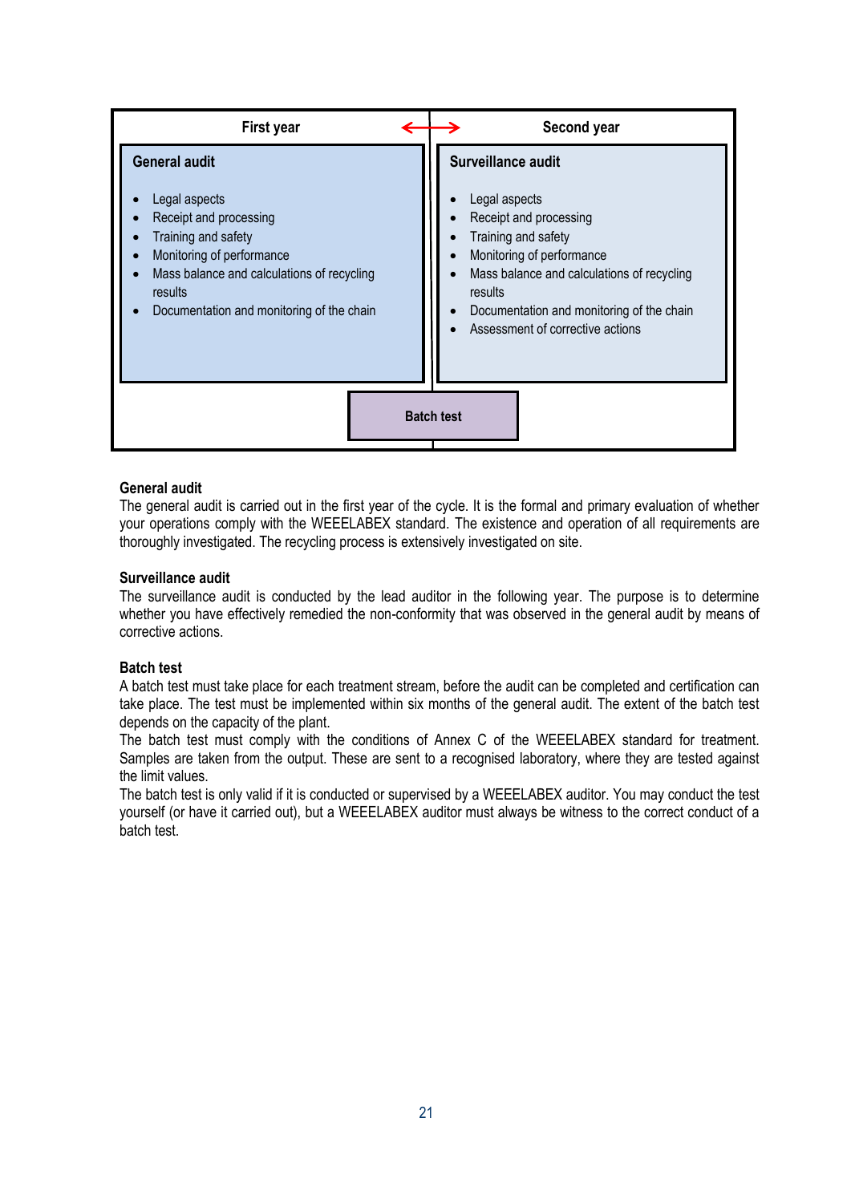| First year ↔ | Second year |
| --- | --- |
| **General audit**<br><br>• Legal aspects<br>• Receipt and processing<br>• Training and safety<br>• Monitoring of performance<br>• Mass balance and calculations of recycling results<br>• Documentation and monitoring of the chain | **Surveillance audit**<br><br>• Legal aspects<br>• Receipt and processing<br>• Training and safety<br>• Monitoring of performance<br>• Mass balance and calculations of recycling results<br>• Documentation and monitoring of the chain<br>• Assessment of corrective actions |
| **Batch test** | |

**General audit**

The general audit is carried out in the first year of the cycle. It is the formal and primary evaluation of whether your operations comply with the WEEELABEX standard. The existence and operation of all requirements are thoroughly investigated. The recycling process is extensively investigated on site.

**Surveillance audit**

The surveillance audit is conducted by the lead auditor in the following year. The purpose is to determine whether you have effectively remedied the non-conformity that was observed in the general audit by means of corrective actions.

**Batch test**

A batch test must take place for each treatment stream, before the audit can be completed and certification can take place. The test must be implemented within six months of the general audit. The extent of the batch test depends on the capacity of the plant.

The batch test must comply with the conditions of Annex C of the WEEELABEX standard for treatment. Samples are taken from the output. These are sent to a recognised laboratory, where they are tested against the limit values.

The batch test is only valid if it is conducted or supervised by a WEEELABEX auditor. You may conduct the test yourself (or have it carried out), but a WEEELABEX auditor must always be witness to the correct conduct of a batch test.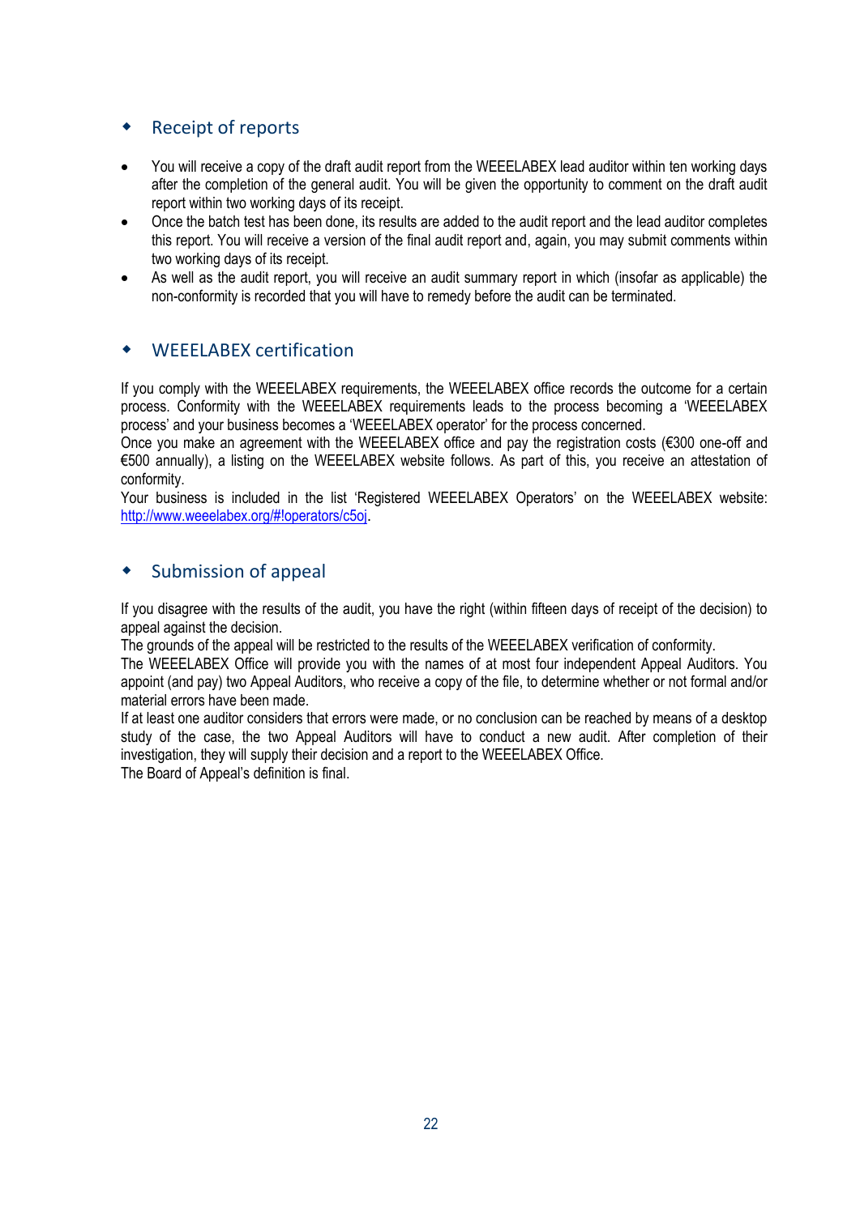## Receipt of reports

- You will receive a copy of the draft audit report from the WEEELABEX lead auditor within ten working days after the completion of the general audit. You will be given the opportunity to comment on the draft audit report within two working days of its receipt.
- Once the batch test has been done, its results are added to the audit report and the lead auditor completes this report. You will receive a version of the final audit report and, again, you may submit comments within two working days of its receipt.
- As well as the audit report, you will receive an audit summary report in which (insofar as applicable) the non-conformity is recorded that you will have to remedy before the audit can be terminated.

## WEEELABEX certification

If you comply with the WEEELABEX requirements, the WEEELABEX office records the outcome for a certain process. Conformity with the WEEELABEX requirements leads to the process becoming a 'WEEELABEX process' and your business becomes a 'WEEELABEX operator' for the process concerned.

Once you make an agreement with the WEEELABEX office and pay the registration costs (€300 one-off and €500 annually), a listing on the WEEELABEX website follows. As part of this, you receive an attestation of conformity.

Your business is included in the list 'Registered WEEELABEX Operators' on the WEEELABEX website: http://www.weeelabex.org/#!operators/c5oj.

## Submission of appeal

If you disagree with the results of the audit, you have the right (within fifteen days of receipt of the decision) to appeal against the decision.

The grounds of the appeal will be restricted to the results of the WEEELABEX verification of conformity.

The WEEELABEX Office will provide you with the names of at most four independent Appeal Auditors. You appoint (and pay) two Appeal Auditors, who receive a copy of the file, to determine whether or not formal and/or material errors have been made.

If at least one auditor considers that errors were made, or no conclusion can be reached by means of a desktop study of the case, the two Appeal Auditors will have to conduct a new audit. After completion of their investigation, they will supply their decision and a report to the WEEELABEX Office.

The Board of Appeal's definition is final.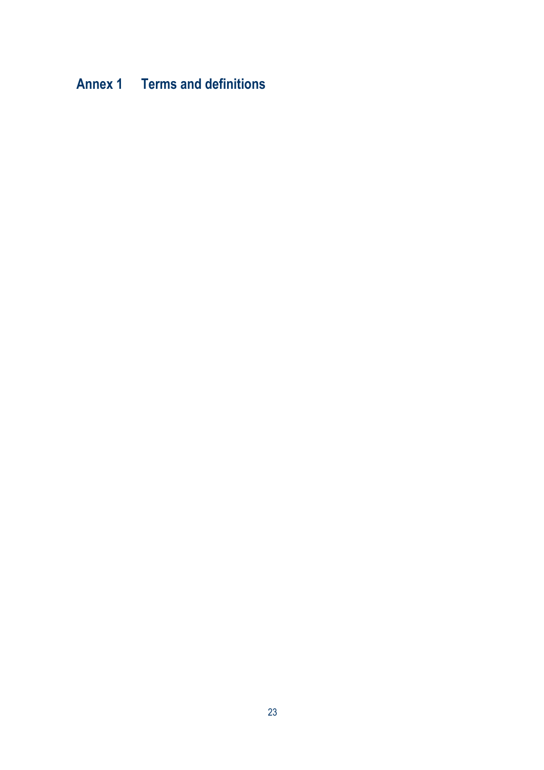# Annex 1 Terms and definitions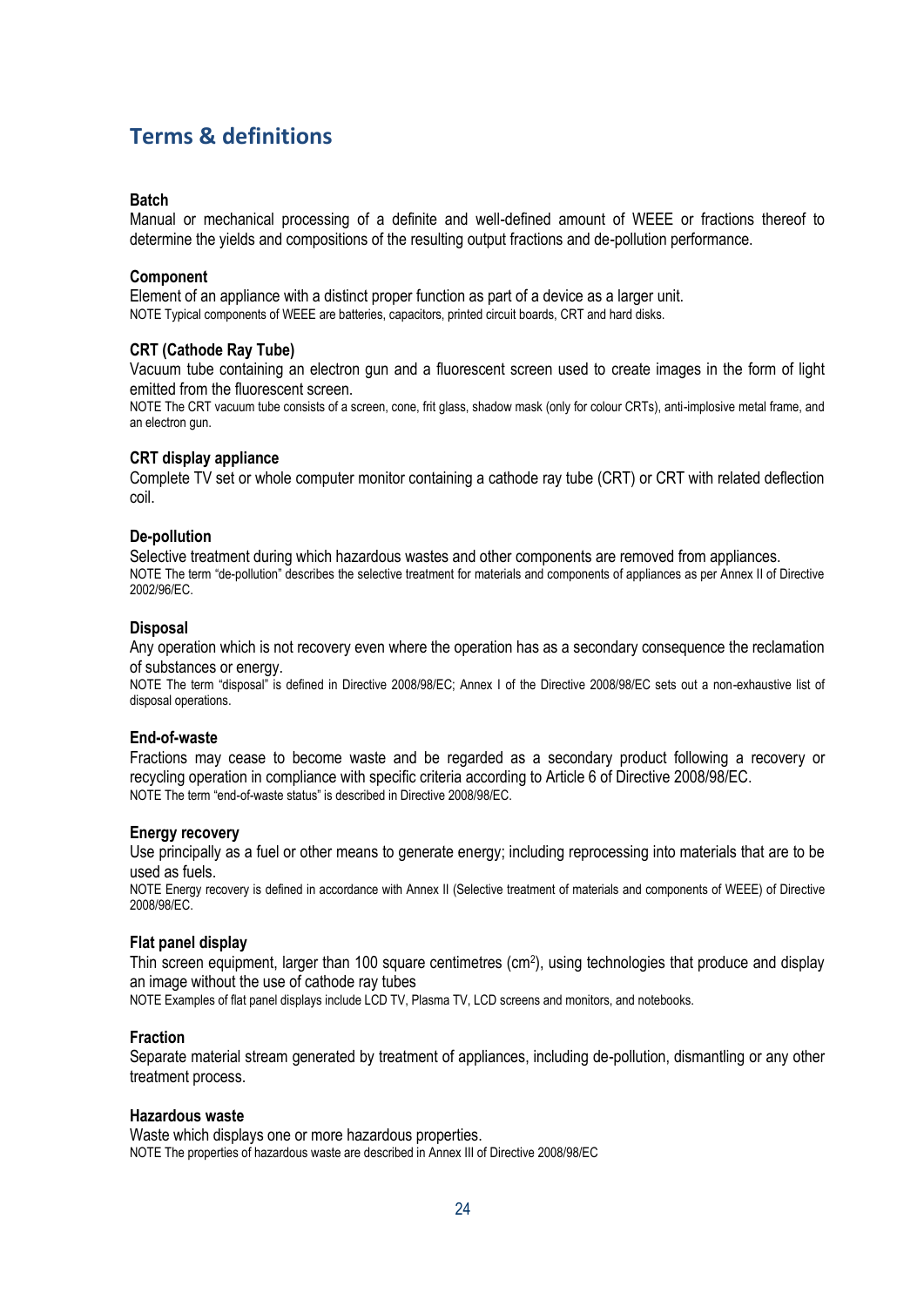## Terms & definitions

**Batch**

Manual or mechanical processing of a definite and well-defined amount of WEEE or fractions thereof to determine the yields and compositions of the resulting output fractions and de-pollution performance.

**Component**

Element of an appliance with a distinct proper function as part of a device as a larger unit.

NOTE Typical components of WEEE are batteries, capacitors, printed circuit boards, CRT and hard disks.

**CRT (Cathode Ray Tube)**

Vacuum tube containing an electron gun and a fluorescent screen used to create images in the form of light emitted from the fluorescent screen.

NOTE The CRT vacuum tube consists of a screen, cone, frit glass, shadow mask (only for colour CRTs), anti-implosive metal frame, and an electron gun.

**CRT display appliance**

Complete TV set or whole computer monitor containing a cathode ray tube (CRT) or CRT with related deflection coil.

**De-pollution**

Selective treatment during which hazardous wastes and other components are removed from appliances.

NOTE The term "de-pollution" describes the selective treatment for materials and components of appliances as per Annex II of Directive 2002/96/EC.

**Disposal**

Any operation which is not recovery even where the operation has as a secondary consequence the reclamation of substances or energy.

NOTE The term "disposal" is defined in Directive 2008/98/EC; Annex I of the Directive 2008/98/EC sets out a non-exhaustive list of disposal operations.

**End-of-waste**

Fractions may cease to become waste and be regarded as a secondary product following a recovery or recycling operation in compliance with specific criteria according to Article 6 of Directive 2008/98/EC.

NOTE The term "end-of-waste status" is described in Directive 2008/98/EC.

**Energy recovery**

Use principally as a fuel or other means to generate energy; including reprocessing into materials that are to be used as fuels.

NOTE Energy recovery is defined in accordance with Annex II (Selective treatment of materials and components of WEEE) of Directive 2008/98/EC.

**Flat panel display**

Thin screen equipment, larger than 100 square centimetres ($cm^2$), using technologies that produce and display an image without the use of cathode ray tubes

NOTE Examples of flat panel displays include LCD TV, Plasma TV, LCD screens and monitors, and notebooks.

**Fraction**

Separate material stream generated by treatment of appliances, including de-pollution, dismantling or any other treatment process.

**Hazardous waste**

Waste which displays one or more hazardous properties.

NOTE The properties of hazardous waste are described in Annex III of Directive 2008/98/EC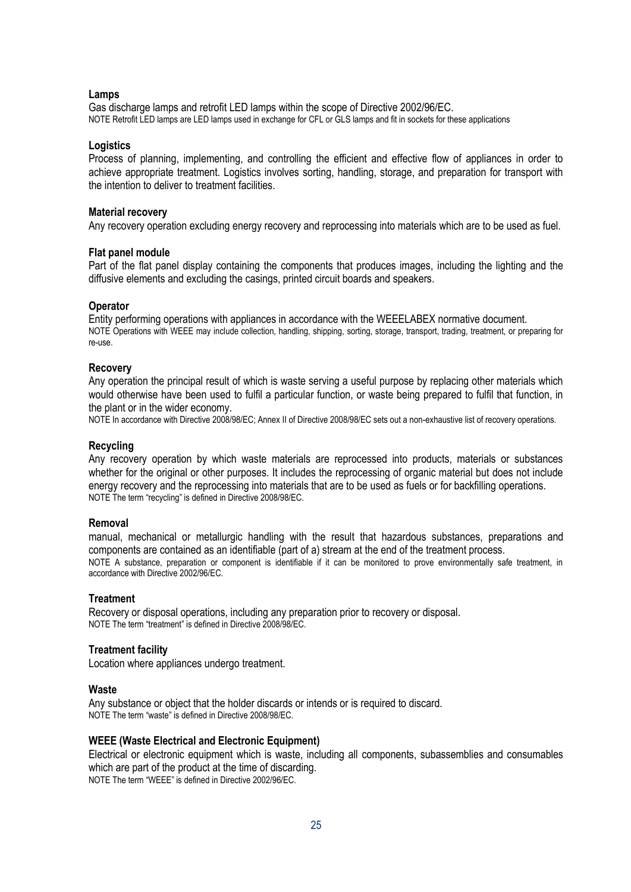**Lamps**

Gas discharge lamps and retrofit LED lamps within the scope of Directive 2002/96/EC.
NOTE Retrofit LED lamps are LED lamps used in exchange for CFL or GLS lamps and fit in sockets for these applications

**Logistics**

Process of planning, implementing, and controlling the efficient and effective flow of appliances in order to achieve appropriate treatment. Logistics involves sorting, handling, storage, and preparation for transport with the intention to deliver to treatment facilities.

**Material recovery**

Any recovery operation excluding energy recovery and reprocessing into materials which are to be used as fuel.

**Flat panel module**

Part of the flat panel display containing the components that produces images, including the lighting and the diffusive elements and excluding the casings, printed circuit boards and speakers.

**Operator**

Entity performing operations with appliances in accordance with the WEEELABEX normative document.
NOTE Operations with WEEE may include collection, handling, shipping, sorting, storage, transport, trading, treatment, or preparing for re-use.

**Recovery**

Any operation the principal result of which is waste serving a useful purpose by replacing other materials which would otherwise have been used to fulfil a particular function, or waste being prepared to fulfil that function, in the plant or in the wider economy.
NOTE In accordance with Directive 2008/98/EC; Annex II of Directive 2008/98/EC sets out a non-exhaustive list of recovery operations.

**Recycling**

Any recovery operation by which waste materials are reprocessed into products, materials or substances whether for the original or other purposes. It includes the reprocessing of organic material but does not include energy recovery and the reprocessing into materials that are to be used as fuels or for backfilling operations.
NOTE The term "recycling" is defined in Directive 2008/98/EC.

**Removal**

manual, mechanical or metallurgic handling with the result that hazardous substances, preparations and components are contained as an identifiable (part of a) stream at the end of the treatment process.
NOTE A substance, preparation or component is identifiable if it can be monitored to prove environmentally safe treatment, in accordance with Directive 2002/96/EC.

**Treatment**

Recovery or disposal operations, including any preparation prior to recovery or disposal.
NOTE The term "treatment" is defined in Directive 2008/98/EC.

**Treatment facility**

Location where appliances undergo treatment.

**Waste**

Any substance or object that the holder discards or intends or is required to discard.
NOTE The term "waste" is defined in Directive 2008/98/EC.

**WEEE (Waste Electrical and Electronic Equipment)**

Electrical or electronic equipment which is waste, including all components, subassemblies and consumables which are part of the product at the time of discarding.
NOTE The term "WEEE" is defined in Directive 2002/96/EC.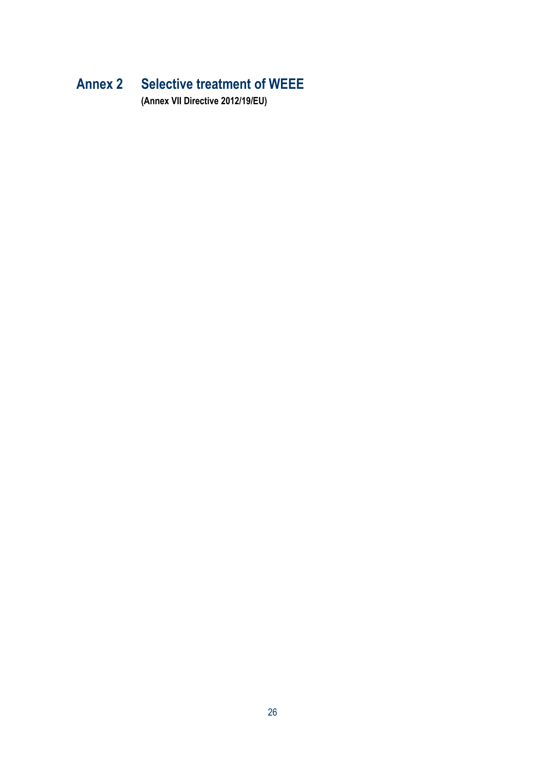# Annex 2 Selective treatment of WEEE

**(Annex VII Directive 2012/19/EU)**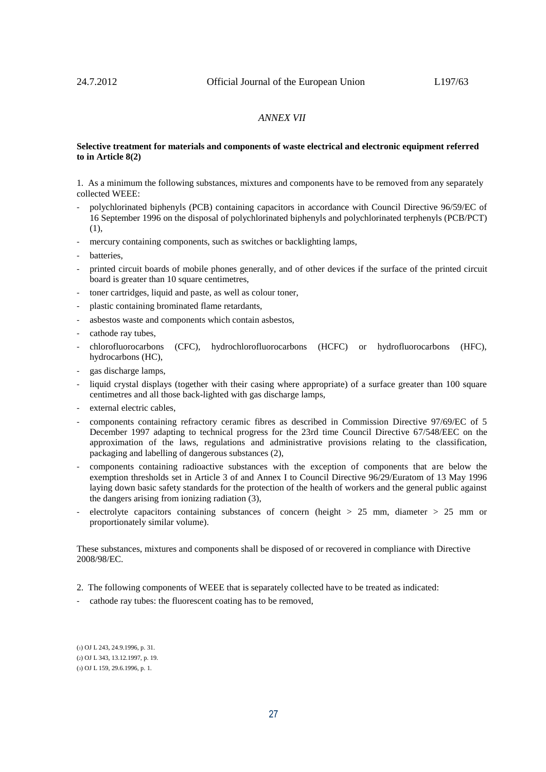*ANNEX VII*

**Selective treatment for materials and components of waste electrical and electronic equipment referred to in Article 8(2)**

1. As a minimum the following substances, mixtures and components have to be removed from any separately collected WEEE:

- polychlorinated biphenyls (PCB) containing capacitors in accordance with Council Directive 96/59/EC of 16 September 1996 on the disposal of polychlorinated biphenyls and polychlorinated terphenyls (PCB/PCT) (1),
- mercury containing components, such as switches or backlighting lamps,
- batteries,
- printed circuit boards of mobile phones generally, and of other devices if the surface of the printed circuit board is greater than 10 square centimetres,
- toner cartridges, liquid and paste, as well as colour toner,
- plastic containing brominated flame retardants,
- asbestos waste and components which contain asbestos,
- cathode ray tubes,
- chlorofluorocarbons (CFC), hydrochlorofluorocarbons (HCFC) or hydrofluorocarbons (HFC), hydrocarbons (HC),
- gas discharge lamps,
- liquid crystal displays (together with their casing where appropriate) of a surface greater than 100 square centimetres and all those back-lighted with gas discharge lamps,
- external electric cables,
- components containing refractory ceramic fibres as described in Commission Directive 97/69/EC of 5 December 1997 adapting to technical progress for the 23rd time Council Directive 67/548/EEC on the approximation of the laws, regulations and administrative provisions relating to the classification, packaging and labelling of dangerous substances (2),
- components containing radioactive substances with the exception of components that are below the exemption thresholds set in Article 3 of and Annex I to Council Directive 96/29/Euratom of 13 May 1996 laying down basic safety standards for the protection of the health of workers and the general public against the dangers arising from ionizing radiation (3),
- electrolyte capacitors containing substances of concern (height > 25 mm, diameter > 25 mm or proportionately similar volume).

These substances, mixtures and components shall be disposed of or recovered in compliance with Directive 2008/98/EC.

2. The following components of WEEE that is separately collected have to be treated as indicated:

- cathode ray tubes: the fluorescent coating has to be removed,

(1) OJ L 243, 24.9.1996, p. 31.

(2) OJ L 343, 13.12.1997, p. 19.

(3) OJ L 159, 29.6.1996, p. 1.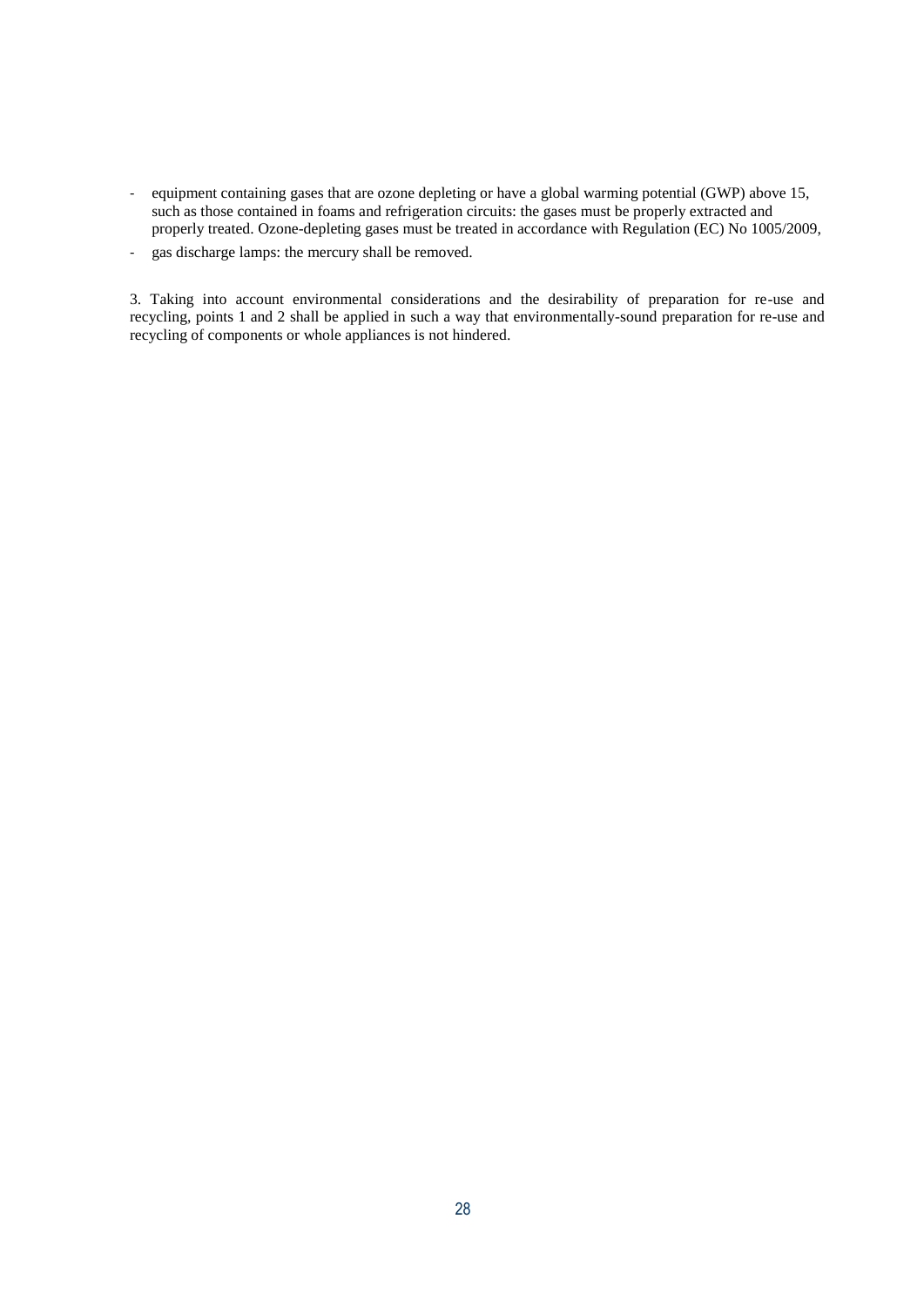- equipment containing gases that are ozone depleting or have a global warming potential (GWP) above 15, such as those contained in foams and refrigeration circuits: the gases must be properly extracted and properly treated. Ozone-depleting gases must be treated in accordance with Regulation (EC) No 1005/2009,
- gas discharge lamps: the mercury shall be removed.

3. Taking into account environmental considerations and the desirability of preparation for re-use and recycling, points 1 and 2 shall be applied in such a way that environmentally-sound preparation for re-use and recycling of components or whole appliances is not hindered.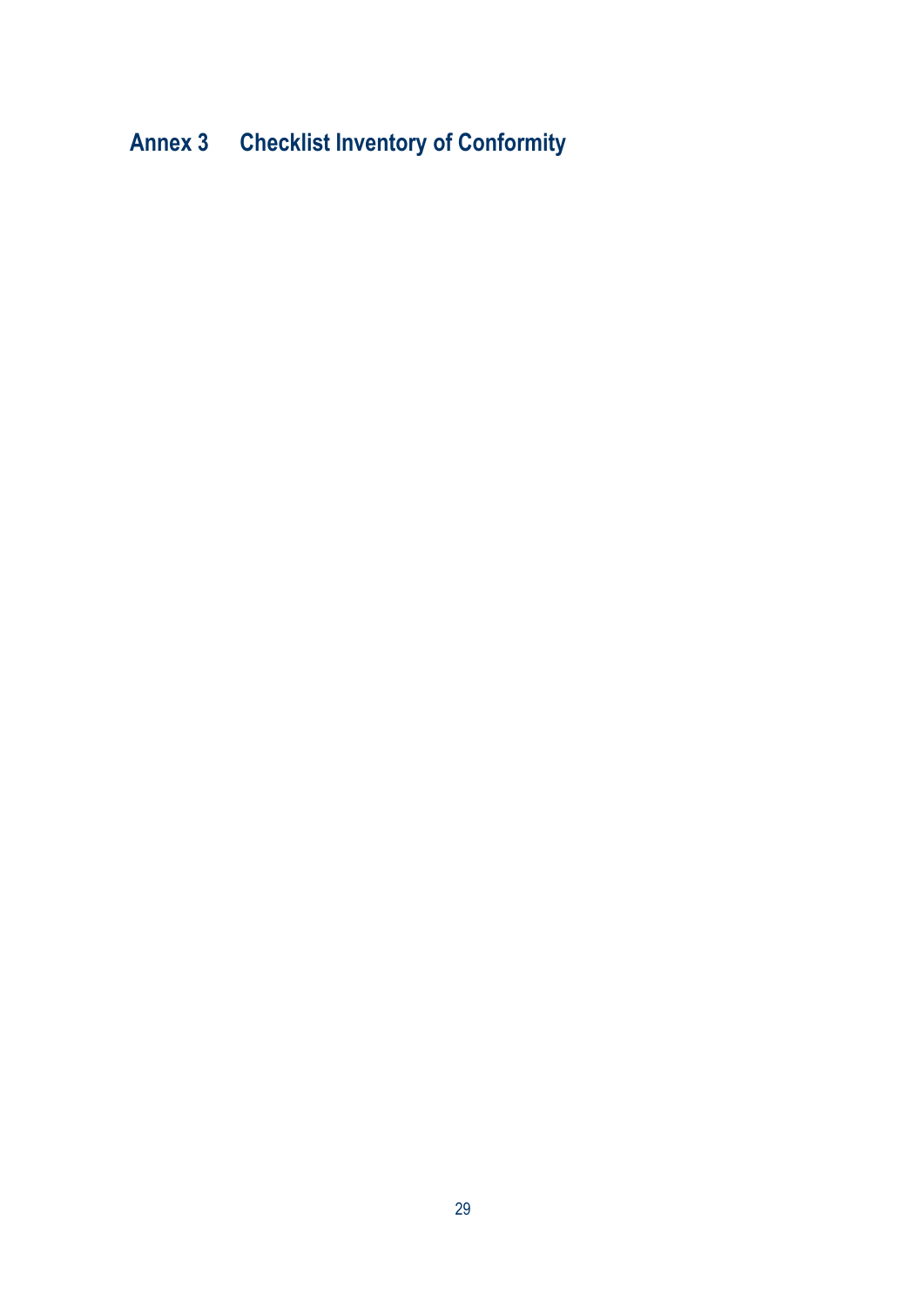# Annex 3 Checklist Inventory of Conformity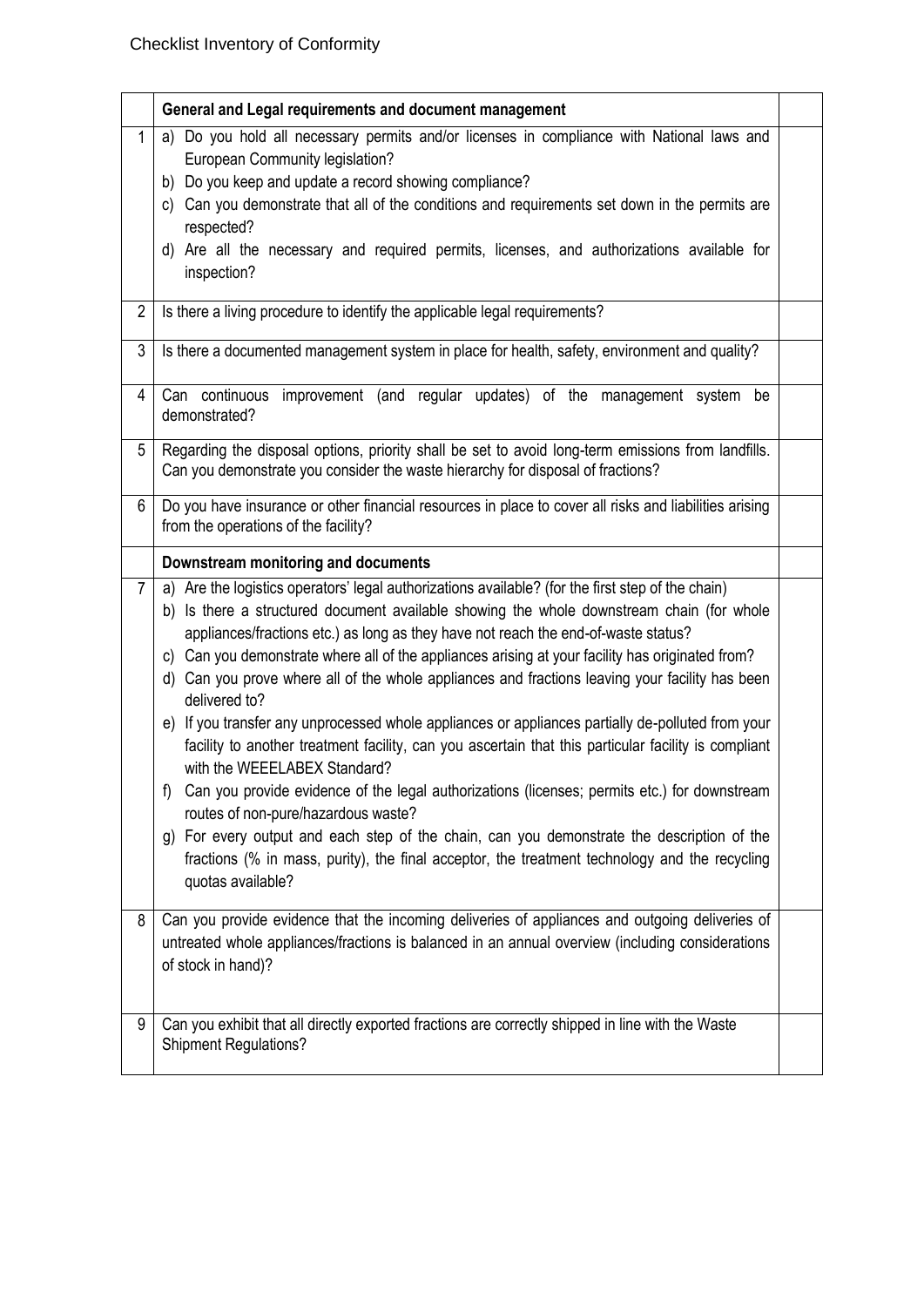Checklist Inventory of Conformity

| | General and Legal requirements and document management | |
|---|---|---|
| 1 | a) Do you hold all necessary permits and/or licenses in compliance with National laws and European Community legislation?<br>b) Do you keep and update a record showing compliance?<br>c) Can you demonstrate that all of the conditions and requirements set down in the permits are respected?<br>d) Are all the necessary and required permits, licenses, and authorizations available for inspection? | |
| 2 | Is there a living procedure to identify the applicable legal requirements? | |
| 3 | Is there a documented management system in place for health, safety, environment and quality? | |
| 4 | Can continuous improvement (and regular updates) of the management system be demonstrated? | |
| 5 | Regarding the disposal options, priority shall be set to avoid long-term emissions from landfills. Can you demonstrate you consider the waste hierarchy for disposal of fractions? | |
| 6 | Do you have insurance or other financial resources in place to cover all risks and liabilities arising from the operations of the facility? | |
| | **Downstream monitoring and documents** | |
| 7 | a) Are the logistics operators' legal authorizations available? (for the first step of the chain)<br>b) Is there a structured document available showing the whole downstream chain (for whole appliances/fractions etc.) as long as they have not reach the end-of-waste status?<br>c) Can you demonstrate where all of the appliances arising at your facility has originated from?<br>d) Can you prove where all of the whole appliances and fractions leaving your facility has been delivered to?<br>e) If you transfer any unprocessed whole appliances or appliances partially de-polluted from your facility to another treatment facility, can you ascertain that this particular facility is compliant with the WEEELABEX Standard?<br>f) Can you provide evidence of the legal authorizations (licenses; permits etc.) for downstream routes of non-pure/hazardous waste?<br>g) For every output and each step of the chain, can you demonstrate the description of the fractions (% in mass, purity), the final acceptor, the treatment technology and the recycling quotas available? | |
| 8 | Can you provide evidence that the incoming deliveries of appliances and outgoing deliveries of untreated whole appliances/fractions is balanced in an annual overview (including considerations of stock in hand)? | |
| 9 | Can you exhibit that all directly exported fractions are correctly shipped in line with the Waste Shipment Regulations? | |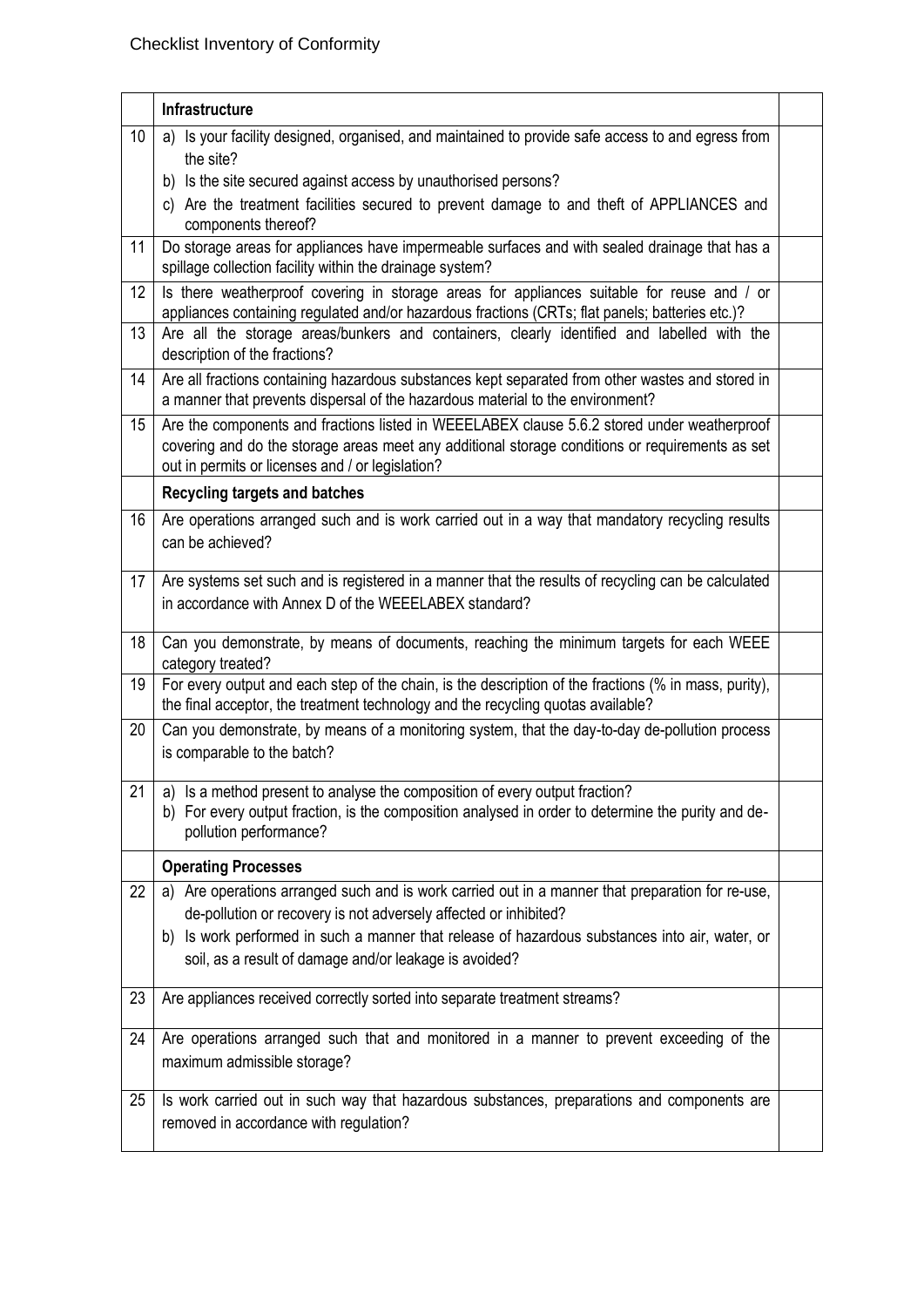Checklist Inventory of Conformity

| | Infrastructure | |
|---|---|---|
| 10 | a) Is your facility designed, organised, and maintained to provide safe access to and egress from the site?<br>b) Is the site secured against access by unauthorised persons?<br>c) Are the treatment facilities secured to prevent damage to and theft of APPLIANCES and components thereof? | |
| 11 | Do storage areas for appliances have impermeable surfaces and with sealed drainage that has a spillage collection facility within the drainage system? | |
| 12 | Is there weatherproof covering in storage areas for appliances suitable for reuse and / or appliances containing regulated and/or hazardous fractions (CRTs; flat panels; batteries etc.)? | |
| 13 | Are all the storage areas/bunkers and containers, clearly identified and labelled with the description of the fractions? | |
| 14 | Are all fractions containing hazardous substances kept separated from other wastes and stored in a manner that prevents dispersal of the hazardous material to the environment? | |
| 15 | Are the components and fractions listed in WEEELABEX clause 5.6.2 stored under weatherproof covering and do the storage areas meet any additional storage conditions or requirements as set out in permits or licenses and / or legislation? | |
| | **Recycling targets and batches** | |
| 16 | Are operations arranged such and is work carried out in a way that mandatory recycling results can be achieved? | |
| 17 | Are systems set such and is registered in a manner that the results of recycling can be calculated in accordance with Annex D of the WEEELABEX standard? | |
| 18 | Can you demonstrate, by means of documents, reaching the minimum targets for each WEEE category treated? | |
| 19 | For every output and each step of the chain, is the description of the fractions (% in mass, purity), the final acceptor, the treatment technology and the recycling quotas available? | |
| 20 | Can you demonstrate, by means of a monitoring system, that the day-to-day de-pollution process is comparable to the batch? | |
| 21 | a) Is a method present to analyse the composition of every output fraction?<br>b) For every output fraction, is the composition analysed in order to determine the purity and de-pollution performance? | |
| | **Operating Processes** | |
| 22 | a) Are operations arranged such and is work carried out in a manner that preparation for re-use, de-pollution or recovery is not adversely affected or inhibited?<br>b) Is work performed in such a manner that release of hazardous substances into air, water, or soil, as a result of damage and/or leakage is avoided? | |
| 23 | Are appliances received correctly sorted into separate treatment streams? | |
| 24 | Are operations arranged such that and monitored in a manner to prevent exceeding of the maximum admissible storage? | |
| 25 | Is work carried out in such way that hazardous substances, preparations and components are removed in accordance with regulation? | |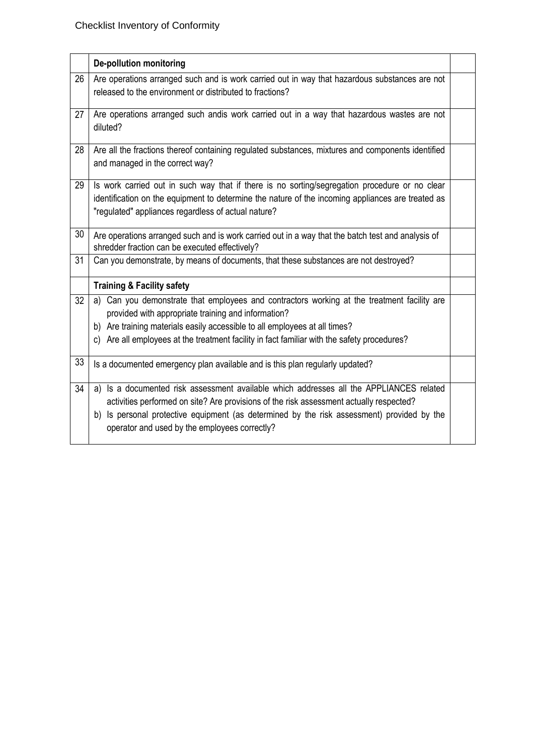|  | **De-pollution monitoring** |  |
|---|---|---|
| 26 | Are operations arranged such and is work carried out in way that hazardous substances are not released to the environment or distributed to fractions? |  |
| 27 | Are operations arranged such andis work carried out in a way that hazardous wastes are not diluted? |  |
| 28 | Are all the fractions thereof containing regulated substances, mixtures and components identified and managed in the correct way? |  |
| 29 | Is work carried out in such way that if there is no sorting/segregation procedure or no clear identification on the equipment to determine the nature of the incoming appliances are treated as "regulated" appliances regardless of actual nature? |  |
| 30 | Are operations arranged such and is work carried out in a way that the batch test and analysis of shredder fraction can be executed effectively? |  |
| 31 | Can you demonstrate, by means of documents, that these substances are not destroyed? |  |
|  | **Training & Facility safety** |  |
| 32 | a) Can you demonstrate that employees and contractors working at the treatment facility are provided with appropriate training and information?<br>b) Are training materials easily accessible to all employees at all times?<br>c) Are all employees at the treatment facility in fact familiar with the safety procedures? |  |
| 33 | Is a documented emergency plan available and is this plan regularly updated? |  |
| 34 | a) Is a documented risk assessment available which addresses all the APPLIANCES related activities performed on site? Are provisions of the risk assessment actually respected?<br>b) Is personal protective equipment (as determined by the risk assessment) provided by the operator and used by the employees correctly? |  |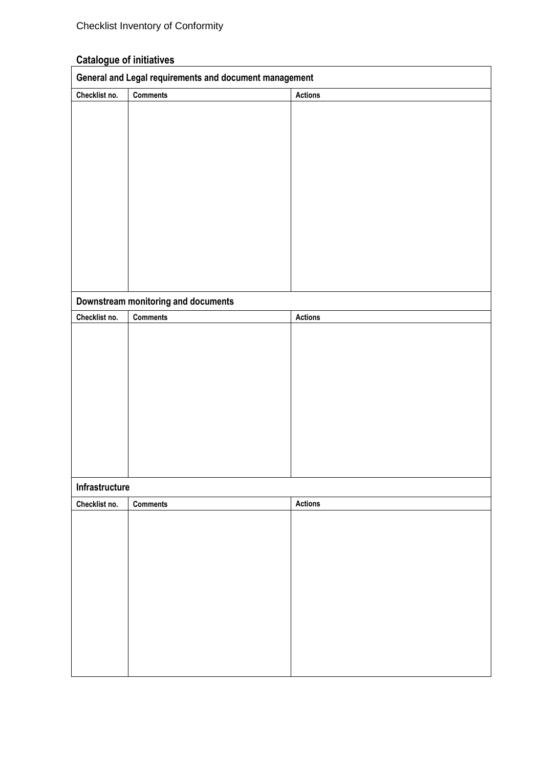## Catalogue of initiatives

| General and Legal requirements and document management | | |
|---|---|---|
| **Checklist no.** | **Comments** | **Actions** |
| | | |
| **Downstream monitoring and documents** | | |
| **Checklist no.** | **Comments** | **Actions** |
| | | |
| **Infrastructure** | | |
| **Checklist no.** | **Comments** | **Actions** |
| | | |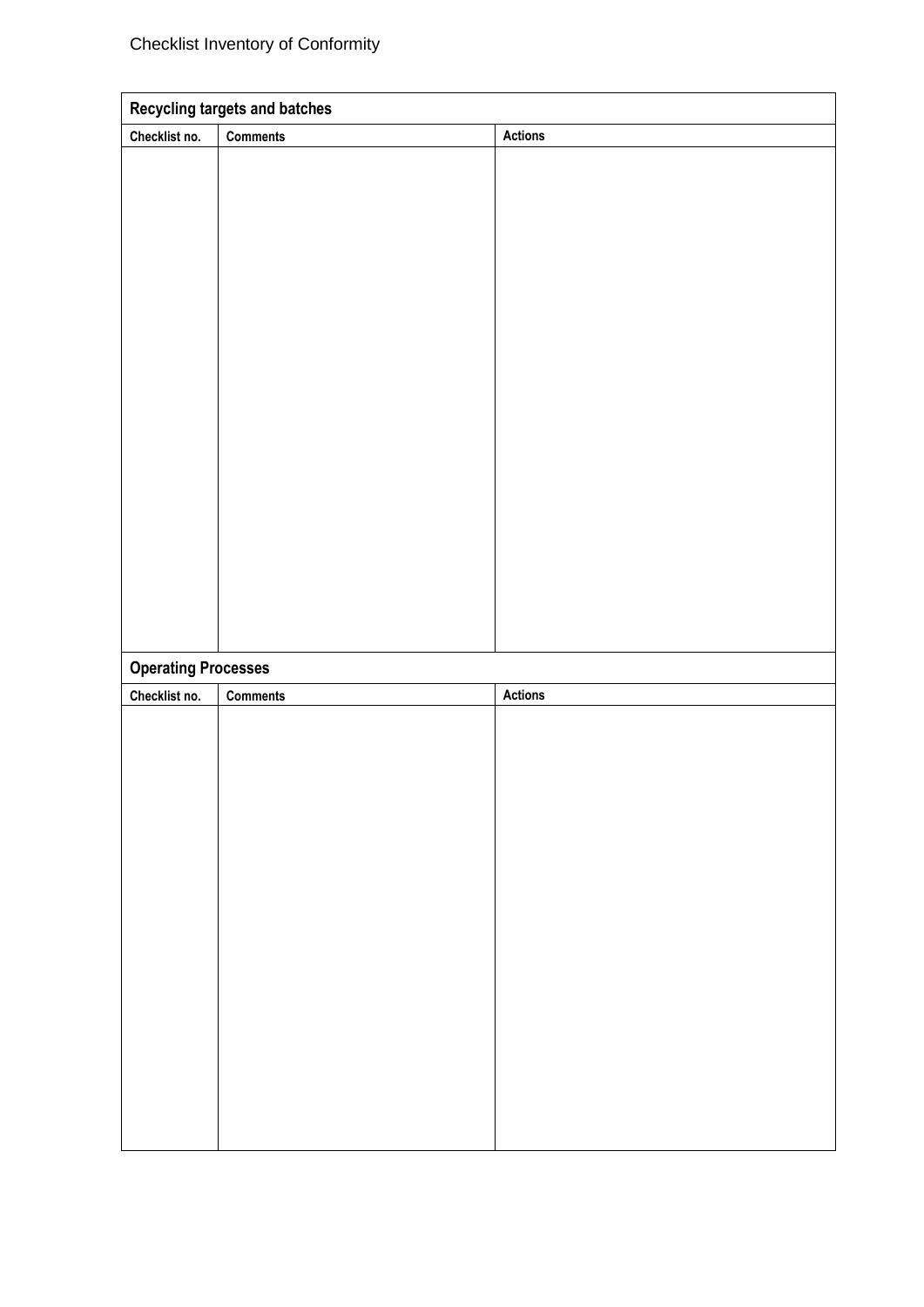Checklist Inventory of Conformity

| Recycling targets and batches | | |
|---|---|---|
| **Checklist no.** | **Comments** | **Actions** |
| | | |

| Operating Processes | | |
|---|---|---|
| **Checklist no.** | **Comments** | **Actions** |
| | | |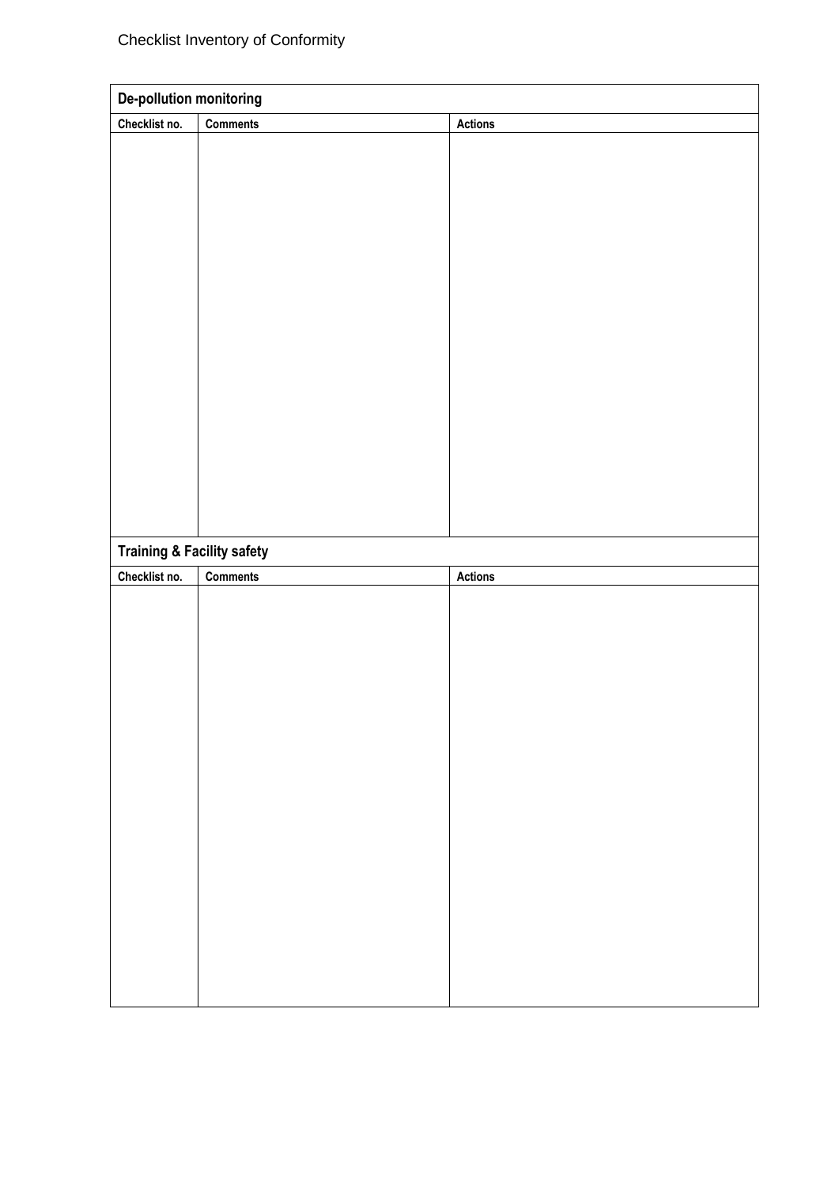Checklist Inventory of Conformity

| De-pollution monitoring | | |
|---|---|---|
| Checklist no. | Comments | Actions |
| | | |

| Training & Facility safety | | |
|---|---|---|
| Checklist no. | Comments | Actions |
| | | |